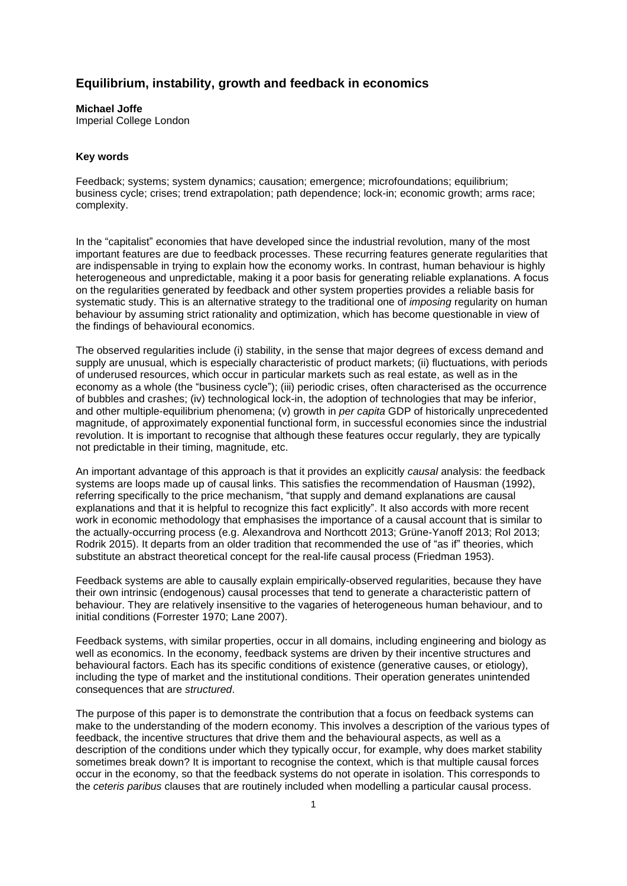# Equilibrium, instability, growth and feedback in economics

**Michael Joffe**
Imperial College London

**Key words**

Feedback; systems; system dynamics; causation; emergence; microfoundations; equilibrium; business cycle; crises; trend extrapolation; path dependence; lock-in; economic growth; arms race; complexity.

In the "capitalist" economies that have developed since the industrial revolution, many of the most important features are due to feedback processes. These recurring features generate regularities that are indispensable in trying to explain how the economy works. In contrast, human behaviour is highly heterogeneous and unpredictable, making it a poor basis for generating reliable explanations. A focus on the regularities generated by feedback and other system properties provides a reliable basis for systematic study. This is an alternative strategy to the traditional one of *imposing* regularity on human behaviour by assuming strict rationality and optimization, which has become questionable in view of the findings of behavioural economics.

The observed regularities include (i) stability, in the sense that major degrees of excess demand and supply are unusual, which is especially characteristic of product markets; (ii) fluctuations, with periods of underused resources, which occur in particular markets such as real estate, as well as in the economy as a whole (the "business cycle"); (iii) periodic crises, often characterised as the occurrence of bubbles and crashes; (iv) technological lock-in, the adoption of technologies that may be inferior, and other multiple-equilibrium phenomena; (v) growth in *per capita* GDP of historically unprecedented magnitude, of approximately exponential functional form, in successful economies since the industrial revolution. It is important to recognise that although these features occur regularly, they are typically not predictable in their timing, magnitude, etc.

An important advantage of this approach is that it provides an explicitly *causal* analysis: the feedback systems are loops made up of causal links. This satisfies the recommendation of Hausman (1992), referring specifically to the price mechanism, "that supply and demand explanations are causal explanations and that it is helpful to recognize this fact explicitly". It also accords with more recent work in economic methodology that emphasises the importance of a causal account that is similar to the actually-occurring process (e.g. Alexandrova and Northcott 2013; Grüne-Yanoff 2013; Rol 2013; Rodrik 2015). It departs from an older tradition that recommended the use of "as if" theories, which substitute an abstract theoretical concept for the real-life causal process (Friedman 1953).

Feedback systems are able to causally explain empirically-observed regularities, because they have their own intrinsic (endogenous) causal processes that tend to generate a characteristic pattern of behaviour. They are relatively insensitive to the vagaries of heterogeneous human behaviour, and to initial conditions (Forrester 1970; Lane 2007).

Feedback systems, with similar properties, occur in all domains, including engineering and biology as well as economics. In the economy, feedback systems are driven by their incentive structures and behavioural factors. Each has its specific conditions of existence (generative causes, or etiology), including the type of market and the institutional conditions. Their operation generates unintended consequences that are *structured*.

The purpose of this paper is to demonstrate the contribution that a focus on feedback systems can make to the understanding of the modern economy. This involves a description of the various types of feedback, the incentive structures that drive them and the behavioural aspects, as well as a description of the conditions under which they typically occur, for example, why does market stability sometimes break down? It is important to recognise the context, which is that multiple causal forces occur in the economy, so that the feedback systems do not operate in isolation. This corresponds to the *ceteris paribus* clauses that are routinely included when modelling a particular causal process.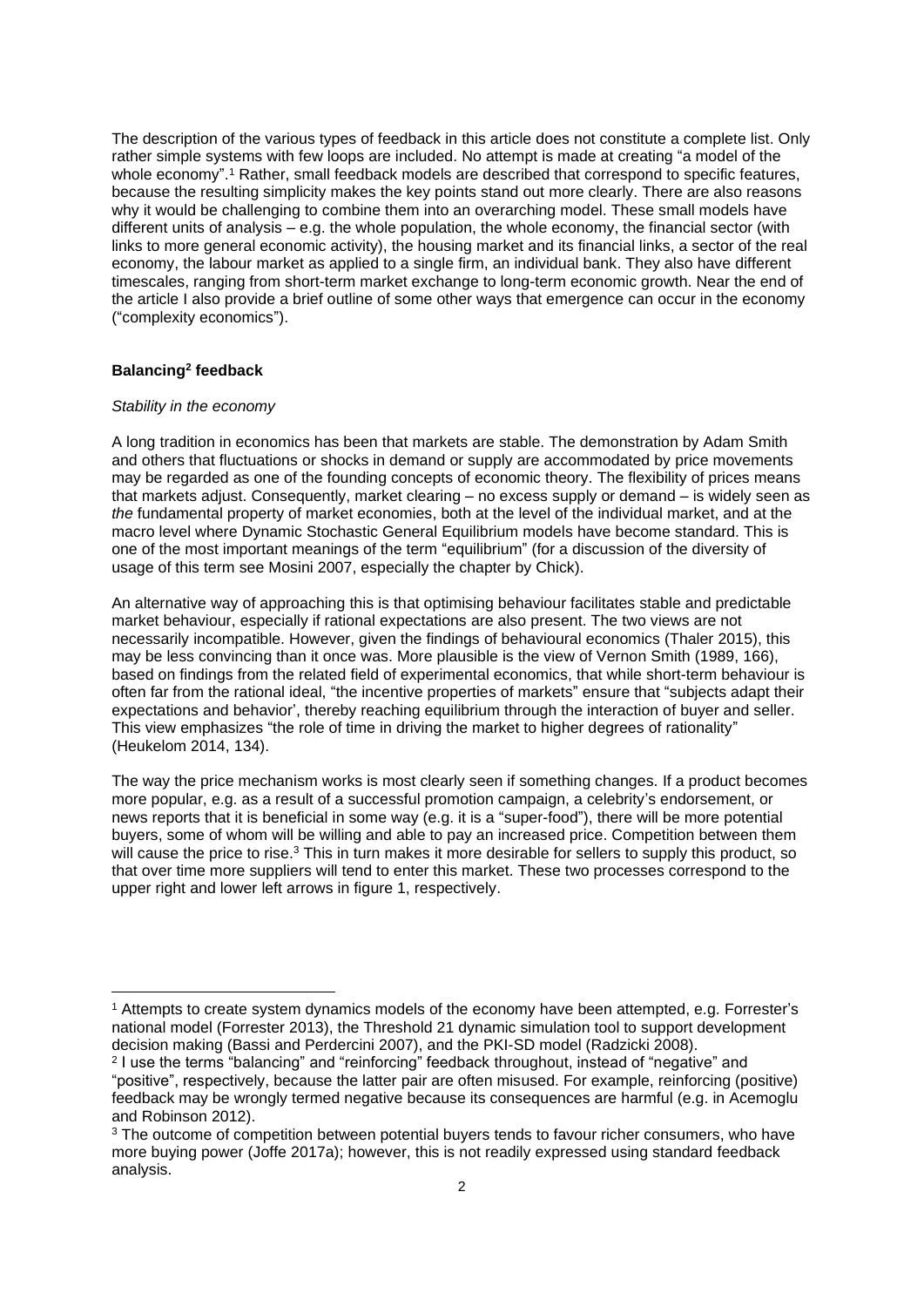The description of the various types of feedback in this article does not constitute a complete list. Only rather simple systems with few loops are included. No attempt is made at creating "a model of the whole economy".[1] Rather, small feedback models are described that correspond to specific features, because the resulting simplicity makes the key points stand out more clearly. There are also reasons why it would be challenging to combine them into an overarching model. These small models have different units of analysis – e.g. the whole population, the whole economy, the financial sector (with links to more general economic activity), the housing market and its financial links, a sector of the real economy, the labour market as applied to a single firm, an individual bank. They also have different timescales, ranging from short-term market exchange to long-term economic growth. Near the end of the article I also provide a brief outline of some other ways that emergence can occur in the economy ("complexity economics").

**Balancing[2] feedback**

*Stability in the economy*

A long tradition in economics has been that markets are stable. The demonstration by Adam Smith and others that fluctuations or shocks in demand or supply are accommodated by price movements may be regarded as one of the founding concepts of economic theory. The flexibility of prices means that markets adjust. Consequently, market clearing – no excess supply or demand – is widely seen as *the* fundamental property of market economies, both at the level of the individual market, and at the macro level where Dynamic Stochastic General Equilibrium models have become standard. This is one of the most important meanings of the term "equilibrium" (for a discussion of the diversity of usage of this term see Mosini 2007, especially the chapter by Chick).

An alternative way of approaching this is that optimising behaviour facilitates stable and predictable market behaviour, especially if rational expectations are also present. The two views are not necessarily incompatible. However, given the findings of behavioural economics (Thaler 2015), this may be less convincing than it once was. More plausible is the view of Vernon Smith (1989, 166), based on findings from the related field of experimental economics, that while short-term behaviour is often far from the rational ideal, "the incentive properties of markets" ensure that "subjects adapt their expectations and behavior', thereby reaching equilibrium through the interaction of buyer and seller. This view emphasizes "the role of time in driving the market to higher degrees of rationality" (Heukelom 2014, 134).

The way the price mechanism works is most clearly seen if something changes. If a product becomes more popular, e.g. as a result of a successful promotion campaign, a celebrity's endorsement, or news reports that it is beneficial in some way (e.g. it is a "super-food"), there will be more potential buyers, some of whom will be willing and able to pay an increased price. Competition between them will cause the price to rise.[3] This in turn makes it more desirable for sellers to supply this product, so that over time more suppliers will tend to enter this market. These two processes correspond to the upper right and lower left arrows in figure 1, respectively.

---

[1] Attempts to create system dynamics models of the economy have been attempted, e.g. Forrester's national model (Forrester 2013), the Threshold 21 dynamic simulation tool to support development decision making (Bassi and Perdercini 2007), and the PKI-SD model (Radzicki 2008).

[2] I use the terms "balancing" and "reinforcing" feedback throughout, instead of "negative" and "positive", respectively, because the latter pair are often misused. For example, reinforcing (positive) feedback may be wrongly termed negative because its consequences are harmful (e.g. in Acemoglu and Robinson 2012).

[3] The outcome of competition between potential buyers tends to favour richer consumers, who have more buying power (Joffe 2017a); however, this is not readily expressed using standard feedback analysis.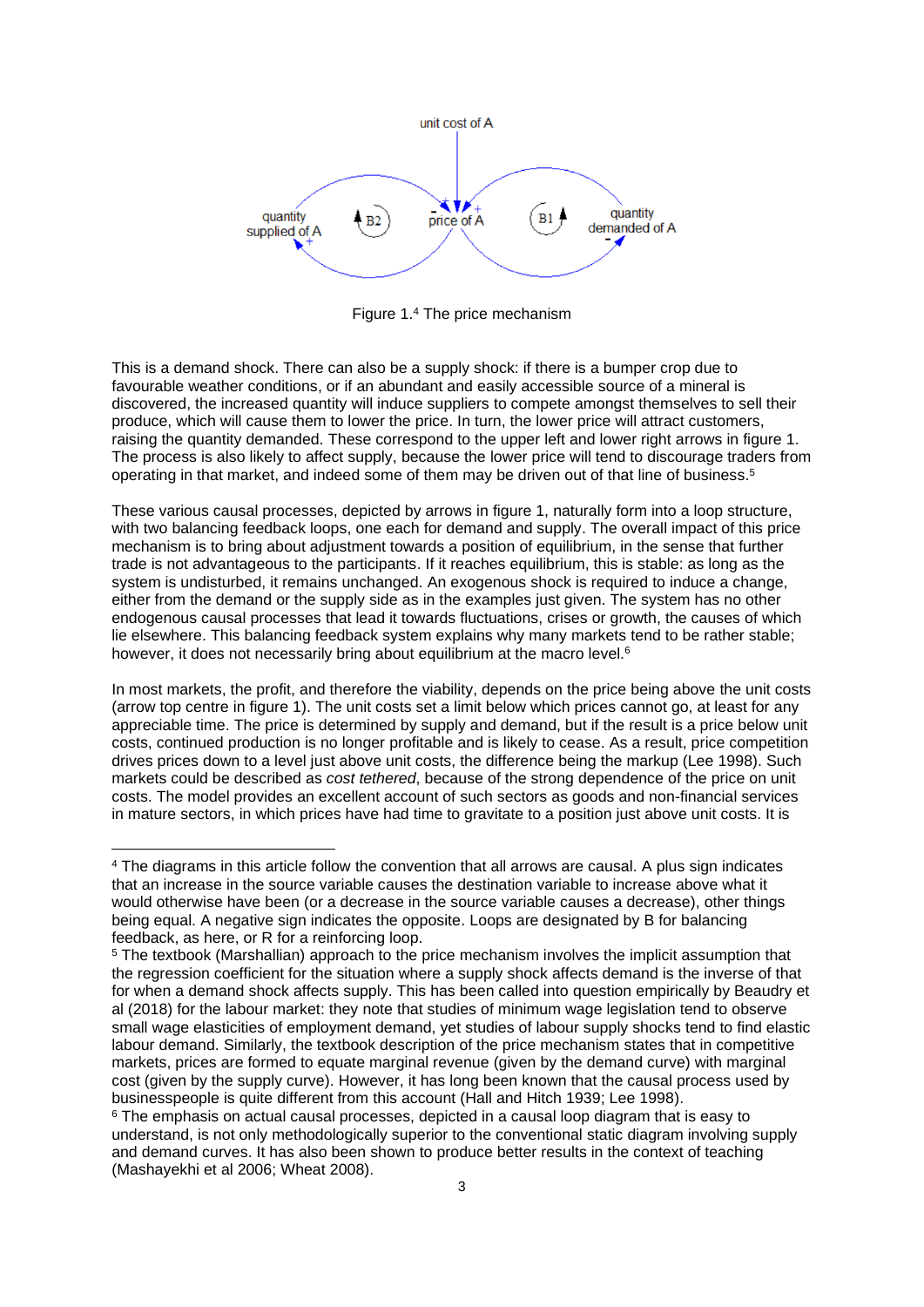Figure 1.[4] The price mechanism

This is a demand shock. There can also be a supply shock: if there is a bumper crop due to favourable weather conditions, or if an abundant and easily accessible source of a mineral is discovered, the increased quantity will induce suppliers to compete amongst themselves to sell their produce, which will cause them to lower the price. In turn, the lower price will attract customers, raising the quantity demanded. These correspond to the upper left and lower right arrows in figure 1. The process is also likely to affect supply, because the lower price will tend to discourage traders from operating in that market, and indeed some of them may be driven out of that line of business.[5]

These various causal processes, depicted by arrows in figure 1, naturally form into a loop structure, with two balancing feedback loops, one each for demand and supply. The overall impact of this price mechanism is to bring about adjustment towards a position of equilibrium, in the sense that further trade is not advantageous to the participants. If it reaches equilibrium, this is stable: as long as the system is undisturbed, it remains unchanged. An exogenous shock is required to induce a change, either from the demand or the supply side as in the examples just given. The system has no other endogenous causal processes that lead it towards fluctuations, crises or growth, the causes of which lie elsewhere. This balancing feedback system explains why many markets tend to be rather stable; however, it does not necessarily bring about equilibrium at the macro level.[6]

In most markets, the profit, and therefore the viability, depends on the price being above the unit costs (arrow top centre in figure 1). The unit costs set a limit below which prices cannot go, at least for any appreciable time. The price is determined by supply and demand, but if the result is a price below unit costs, continued production is no longer profitable and is likely to cease. As a result, price competition drives prices down to a level just above unit costs, the difference being the markup (Lee 1998). Such markets could be described as *cost tethered*, because of the strong dependence of the price on unit costs. The model provides an excellent account of such sectors as goods and non-financial services in mature sectors, in which prices have had time to gravitate to a position just above unit costs. It is

---

[4] The diagrams in this article follow the convention that all arrows are causal. A plus sign indicates that an increase in the source variable causes the destination variable to increase above what it would otherwise have been (or a decrease in the source variable causes a decrease), other things being equal. A negative sign indicates the opposite. Loops are designated by B for balancing feedback, as here, or R for a reinforcing loop.

[5] The textbook (Marshallian) approach to the price mechanism involves the implicit assumption that the regression coefficient for the situation where a supply shock affects demand is the inverse of that for when a demand shock affects supply. This has been called into question empirically by Beaudry et al (2018) for the labour market: they note that studies of minimum wage legislation tend to observe small wage elasticities of employment demand, yet studies of labour supply shocks tend to find elastic labour demand. Similarly, the textbook description of the price mechanism states that in competitive markets, prices are formed to equate marginal revenue (given by the demand curve) with marginal cost (given by the supply curve). However, it has long been known that the causal process used by businesspeople is quite different from this account (Hall and Hitch 1939; Lee 1998).

[6] The emphasis on actual causal processes, depicted in a causal loop diagram that is easy to understand, is not only methodologically superior to the conventional static diagram involving supply and demand curves. It has also been shown to produce better results in the context of teaching (Mashayekhi et al 2006; Wheat 2008).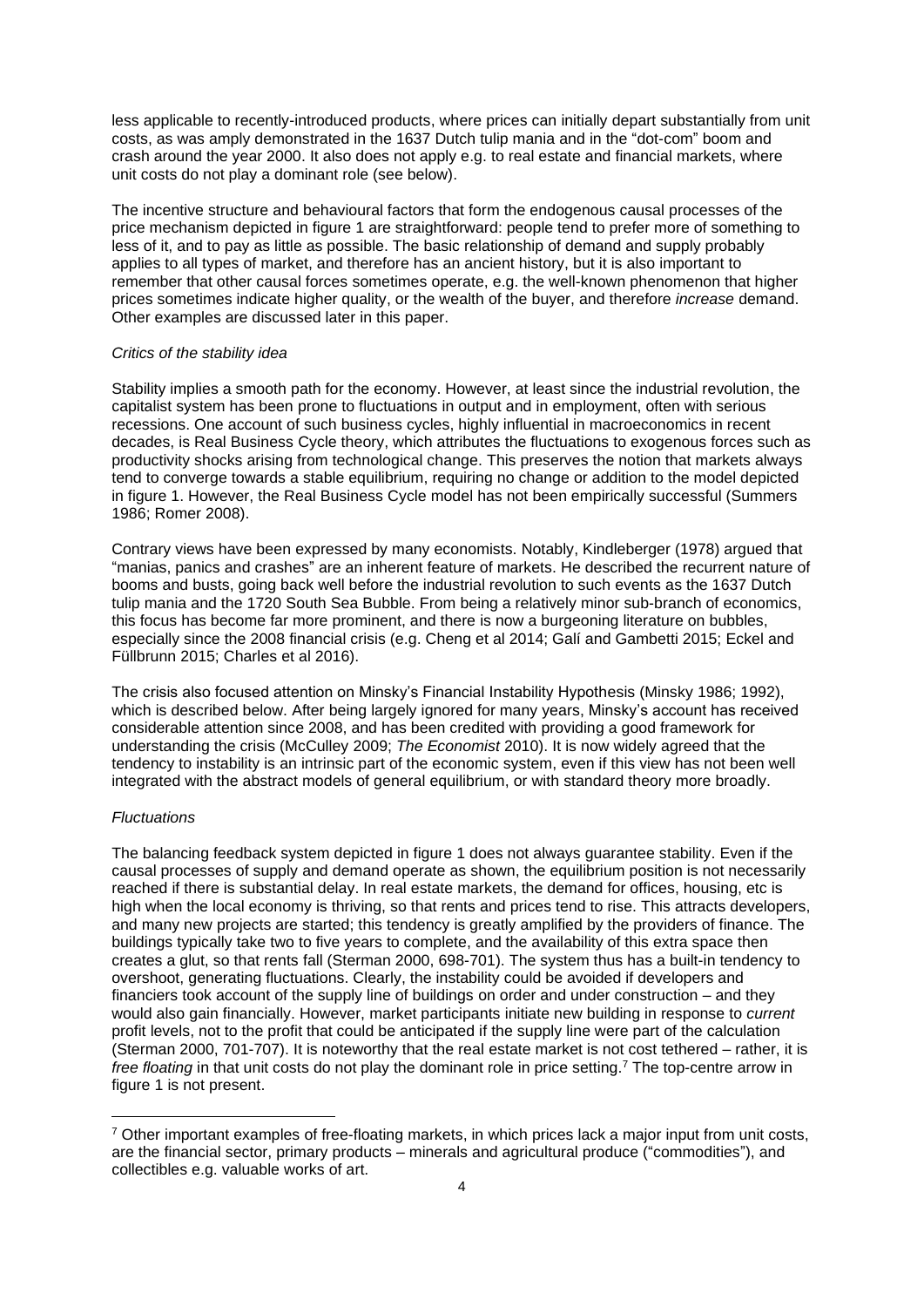less applicable to recently-introduced products, where prices can initially depart substantially from unit costs, as was amply demonstrated in the 1637 Dutch tulip mania and in the "dot-com" boom and crash around the year 2000. It also does not apply e.g. to real estate and financial markets, where unit costs do not play a dominant role (see below).

The incentive structure and behavioural factors that form the endogenous causal processes of the price mechanism depicted in figure 1 are straightforward: people tend to prefer more of something to less of it, and to pay as little as possible. The basic relationship of demand and supply probably applies to all types of market, and therefore has an ancient history, but it is also important to remember that other causal forces sometimes operate, e.g. the well-known phenomenon that higher prices sometimes indicate higher quality, or the wealth of the buyer, and therefore *increase* demand. Other examples are discussed later in this paper.

*Critics of the stability idea*

Stability implies a smooth path for the economy. However, at least since the industrial revolution, the capitalist system has been prone to fluctuations in output and in employment, often with serious recessions. One account of such business cycles, highly influential in macroeconomics in recent decades, is Real Business Cycle theory, which attributes the fluctuations to exogenous forces such as productivity shocks arising from technological change. This preserves the notion that markets always tend to converge towards a stable equilibrium, requiring no change or addition to the model depicted in figure 1. However, the Real Business Cycle model has not been empirically successful (Summers 1986; Romer 2008).

Contrary views have been expressed by many economists. Notably, Kindleberger (1978) argued that "manias, panics and crashes" are an inherent feature of markets. He described the recurrent nature of booms and busts, going back well before the industrial revolution to such events as the 1637 Dutch tulip mania and the 1720 South Sea Bubble. From being a relatively minor sub-branch of economics, this focus has become far more prominent, and there is now a burgeoning literature on bubbles, especially since the 2008 financial crisis (e.g. Cheng et al 2014; Galí and Gambetti 2015; Eckel and Füllbrunn 2015; Charles et al 2016).

The crisis also focused attention on Minsky's Financial Instability Hypothesis (Minsky 1986; 1992), which is described below. After being largely ignored for many years, Minsky's account has received considerable attention since 2008, and has been credited with providing a good framework for understanding the crisis (McCulley 2009; *The Economist* 2010). It is now widely agreed that the tendency to instability is an intrinsic part of the economic system, even if this view has not been well integrated with the abstract models of general equilibrium, or with standard theory more broadly.

*Fluctuations*

The balancing feedback system depicted in figure 1 does not always guarantee stability. Even if the causal processes of supply and demand operate as shown, the equilibrium position is not necessarily reached if there is substantial delay. In real estate markets, the demand for offices, housing, etc is high when the local economy is thriving, so that rents and prices tend to rise. This attracts developers, and many new projects are started; this tendency is greatly amplified by the providers of finance. The buildings typically take two to five years to complete, and the availability of this extra space then creates a glut, so that rents fall (Sterman 2000, 698-701). The system thus has a built-in tendency to overshoot, generating fluctuations. Clearly, the instability could be avoided if developers and financiers took account of the supply line of buildings on order and under construction – and they would also gain financially. However, market participants initiate new building in response to *current* profit levels, not to the profit that could be anticipated if the supply line were part of the calculation (Sterman 2000, 701-707). It is noteworthy that the real estate market is not cost tethered – rather, it is *free floating* in that unit costs do not play the dominant role in price setting.[7] The top-centre arrow in figure 1 is not present.

[7] Other important examples of free-floating markets, in which prices lack a major input from unit costs, are the financial sector, primary products – minerals and agricultural produce ("commodities"), and collectibles e.g. valuable works of art.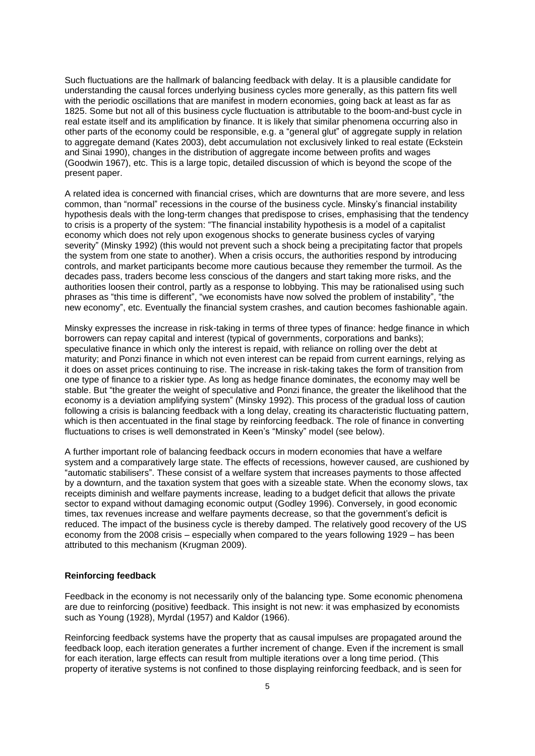Such fluctuations are the hallmark of balancing feedback with delay. It is a plausible candidate for understanding the causal forces underlying business cycles more generally, as this pattern fits well with the periodic oscillations that are manifest in modern economies, going back at least as far as 1825. Some but not all of this business cycle fluctuation is attributable to the boom-and-bust cycle in real estate itself and its amplification by finance. It is likely that similar phenomena occurring also in other parts of the economy could be responsible, e.g. a "general glut" of aggregate supply in relation to aggregate demand (Kates 2003), debt accumulation not exclusively linked to real estate (Eckstein and Sinai 1990), changes in the distribution of aggregate income between profits and wages (Goodwin 1967), etc. This is a large topic, detailed discussion of which is beyond the scope of the present paper.

A related idea is concerned with financial crises, which are downturns that are more severe, and less common, than "normal" recessions in the course of the business cycle. Minsky's financial instability hypothesis deals with the long-term changes that predispose to crises, emphasising that the tendency to crisis is a property of the system: "The financial instability hypothesis is a model of a capitalist economy which does not rely upon exogenous shocks to generate business cycles of varying severity" (Minsky 1992) (this would not prevent such a shock being a precipitating factor that propels the system from one state to another). When a crisis occurs, the authorities respond by introducing controls, and market participants become more cautious because they remember the turmoil. As the decades pass, traders become less conscious of the dangers and start taking more risks, and the authorities loosen their control, partly as a response to lobbying. This may be rationalised using such phrases as "this time is different", "we economists have now solved the problem of instability", "the new economy", etc. Eventually the financial system crashes, and caution becomes fashionable again.

Minsky expresses the increase in risk-taking in terms of three types of finance: hedge finance in which borrowers can repay capital and interest (typical of governments, corporations and banks); speculative finance in which only the interest is repaid, with reliance on rolling over the debt at maturity; and Ponzi finance in which not even interest can be repaid from current earnings, relying as it does on asset prices continuing to rise. The increase in risk-taking takes the form of transition from one type of finance to a riskier type. As long as hedge finance dominates, the economy may well be stable. But "the greater the weight of speculative and Ponzi finance, the greater the likelihood that the economy is a deviation amplifying system" (Minsky 1992). This process of the gradual loss of caution following a crisis is balancing feedback with a long delay, creating its characteristic fluctuating pattern, which is then accentuated in the final stage by reinforcing feedback. The role of finance in converting fluctuations to crises is well demonstrated in Keen's "Minsky" model (see below).

A further important role of balancing feedback occurs in modern economies that have a welfare system and a comparatively large state. The effects of recessions, however caused, are cushioned by "automatic stabilisers". These consist of a welfare system that increases payments to those affected by a downturn, and the taxation system that goes with a sizeable state. When the economy slows, tax receipts diminish and welfare payments increase, leading to a budget deficit that allows the private sector to expand without damaging economic output (Godley 1996). Conversely, in good economic times, tax revenues increase and welfare payments decrease, so that the government's deficit is reduced. The impact of the business cycle is thereby damped. The relatively good recovery of the US economy from the 2008 crisis – especially when compared to the years following 1929 – has been attributed to this mechanism (Krugman 2009).

**Reinforcing feedback**

Feedback in the economy is not necessarily only of the balancing type. Some economic phenomena are due to reinforcing (positive) feedback. This insight is not new: it was emphasized by economists such as Young (1928), Myrdal (1957) and Kaldor (1966).

Reinforcing feedback systems have the property that as causal impulses are propagated around the feedback loop, each iteration generates a further increment of change. Even if the increment is small for each iteration, large effects can result from multiple iterations over a long time period. (This property of iterative systems is not confined to those displaying reinforcing feedback, and is seen for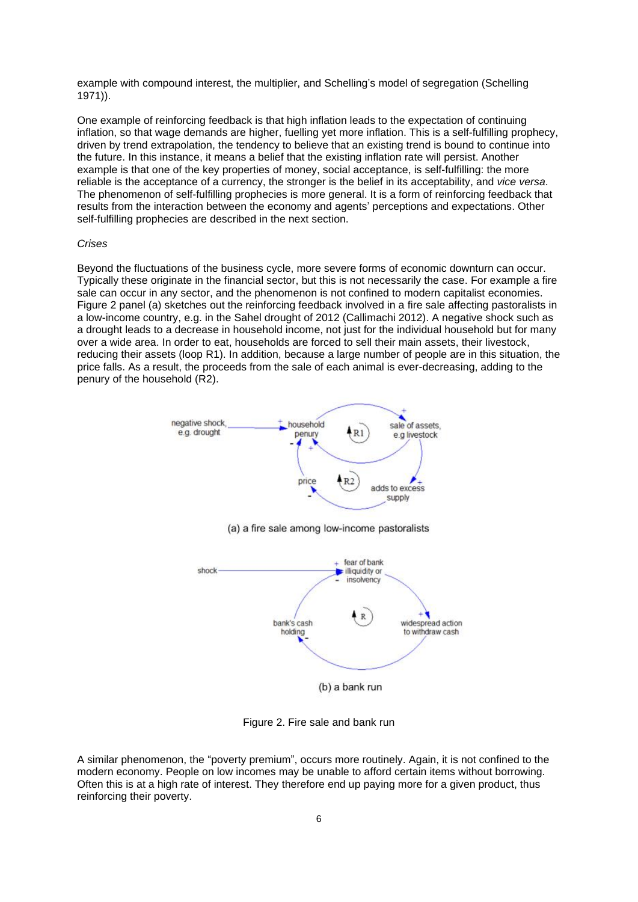example with compound interest, the multiplier, and Schelling's model of segregation (Schelling 1971)).

One example of reinforcing feedback is that high inflation leads to the expectation of continuing inflation, so that wage demands are higher, fuelling yet more inflation. This is a self-fulfilling prophecy, driven by trend extrapolation, the tendency to believe that an existing trend is bound to continue into the future. In this instance, it means a belief that the existing inflation rate will persist. Another example is that one of the key properties of money, social acceptance, is self-fulfilling: the more reliable is the acceptance of a currency, the stronger is the belief in its acceptability, and *vice versa*. The phenomenon of self-fulfilling prophecies is more general. It is a form of reinforcing feedback that results from the interaction between the economy and agents' perceptions and expectations. Other self-fulfilling prophecies are described in the next section.

*Crises*

Beyond the fluctuations of the business cycle, more severe forms of economic downturn can occur. Typically these originate in the financial sector, but this is not necessarily the case. For example a fire sale can occur in any sector, and the phenomenon is not confined to modern capitalist economies. Figure 2 panel (a) sketches out the reinforcing feedback involved in a fire sale affecting pastoralists in a low-income country, e.g. in the Sahel drought of 2012 (Callimachi 2012). A negative shock such as a drought leads to a decrease in household income, not just for the individual household but for many over a wide area. In order to eat, households are forced to sell their main assets, their livestock, reducing their assets (loop R1). In addition, because a large number of people are in this situation, the price falls. As a result, the proceeds from the sale of each animal is ever-decreasing, adding to the penury of the household (R2).

(a) a fire sale among low-income pastoralists

(b) a bank run

Figure 2. Fire sale and bank run

A similar phenomenon, the "poverty premium", occurs more routinely. Again, it is not confined to the modern economy. People on low incomes may be unable to afford certain items without borrowing. Often this is at a high rate of interest. They therefore end up paying more for a given product, thus reinforcing their poverty.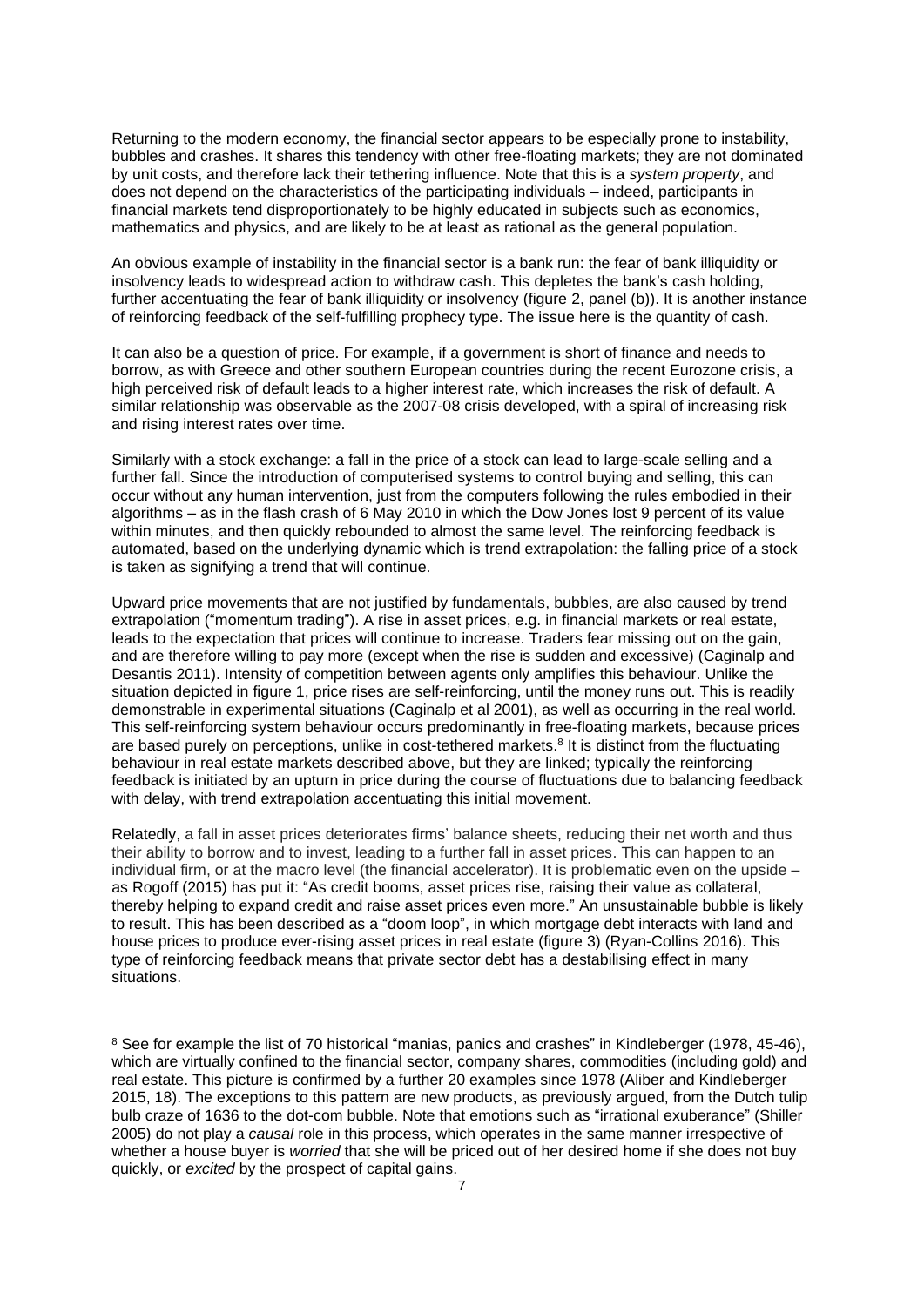Returning to the modern economy, the financial sector appears to be especially prone to instability, bubbles and crashes. It shares this tendency with other free-floating markets; they are not dominated by unit costs, and therefore lack their tethering influence. Note that this is a *system property*, and does not depend on the characteristics of the participating individuals – indeed, participants in financial markets tend disproportionately to be highly educated in subjects such as economics, mathematics and physics, and are likely to be at least as rational as the general population.

An obvious example of instability in the financial sector is a bank run: the fear of bank illiquidity or insolvency leads to widespread action to withdraw cash. This depletes the bank's cash holding, further accentuating the fear of bank illiquidity or insolvency (figure 2, panel (b)). It is another instance of reinforcing feedback of the self-fulfilling prophecy type. The issue here is the quantity of cash.

It can also be a question of price. For example, if a government is short of finance and needs to borrow, as with Greece and other southern European countries during the recent Eurozone crisis, a high perceived risk of default leads to a higher interest rate, which increases the risk of default. A similar relationship was observable as the 2007-08 crisis developed, with a spiral of increasing risk and rising interest rates over time.

Similarly with a stock exchange: a fall in the price of a stock can lead to large-scale selling and a further fall. Since the introduction of computerised systems to control buying and selling, this can occur without any human intervention, just from the computers following the rules embodied in their algorithms – as in the flash crash of 6 May 2010 in which the Dow Jones lost 9 percent of its value within minutes, and then quickly rebounded to almost the same level. The reinforcing feedback is automated, based on the underlying dynamic which is trend extrapolation: the falling price of a stock is taken as signifying a trend that will continue.

Upward price movements that are not justified by fundamentals, bubbles, are also caused by trend extrapolation ("momentum trading"). A rise in asset prices, e.g. in financial markets or real estate, leads to the expectation that prices will continue to increase. Traders fear missing out on the gain, and are therefore willing to pay more (except when the rise is sudden and excessive) (Caginalp and Desantis 2011). Intensity of competition between agents only amplifies this behaviour. Unlike the situation depicted in figure 1, price rises are self-reinforcing, until the money runs out. This is readily demonstrable in experimental situations (Caginalp et al 2001), as well as occurring in the real world. This self-reinforcing system behaviour occurs predominantly in free-floating markets, because prices are based purely on perceptions, unlike in cost-tethered markets.[8] It is distinct from the fluctuating behaviour in real estate markets described above, but they are linked; typically the reinforcing feedback is initiated by an upturn in price during the course of fluctuations due to balancing feedback with delay, with trend extrapolation accentuating this initial movement.

Relatedly, a fall in asset prices deteriorates firms' balance sheets, reducing their net worth and thus their ability to borrow and to invest, leading to a further fall in asset prices. This can happen to an individual firm, or at the macro level (the financial accelerator). It is problematic even on the upside – as Rogoff (2015) has put it: "As credit booms, asset prices rise, raising their value as collateral, thereby helping to expand credit and raise asset prices even more." An unsustainable bubble is likely to result. This has been described as a "doom loop", in which mortgage debt interacts with land and house prices to produce ever-rising asset prices in real estate (figure 3) (Ryan-Collins 2016). This type of reinforcing feedback means that private sector debt has a destabilising effect in many situations.

---

[8] See for example the list of 70 historical "manias, panics and crashes" in Kindleberger (1978, 45-46), which are virtually confined to the financial sector, company shares, commodities (including gold) and real estate. This picture is confirmed by a further 20 examples since 1978 (Aliber and Kindleberger 2015, 18). The exceptions to this pattern are new products, as previously argued, from the Dutch tulip bulb craze of 1636 to the dot-com bubble. Note that emotions such as "irrational exuberance" (Shiller 2005) do not play a *causal* role in this process, which operates in the same manner irrespective of whether a house buyer is *worried* that she will be priced out of her desired home if she does not buy quickly, or *excited* by the prospect of capital gains.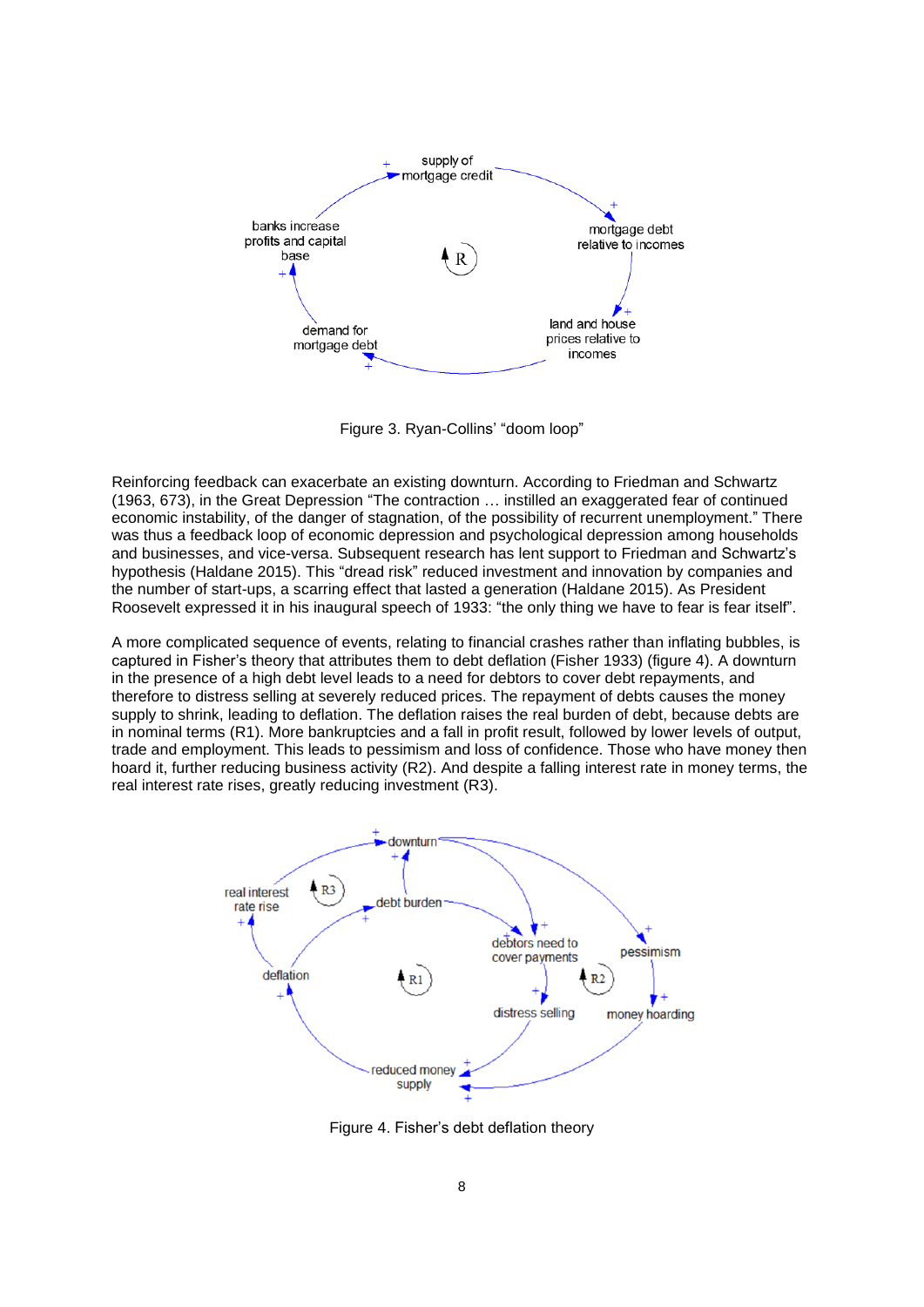Figure 3. Ryan-Collins' "doom loop"

Reinforcing feedback can exacerbate an existing downturn. According to Friedman and Schwartz (1963, 673), in the Great Depression "The contraction … instilled an exaggerated fear of continued economic instability, of the danger of stagnation, of the possibility of recurrent unemployment." There was thus a feedback loop of economic depression and psychological depression among households and businesses, and vice-versa. Subsequent research has lent support to Friedman and Schwartz's hypothesis (Haldane 2015). This "dread risk" reduced investment and innovation by companies and the number of start-ups, a scarring effect that lasted a generation (Haldane 2015). As President Roosevelt expressed it in his inaugural speech of 1933: "the only thing we have to fear is fear itself".

A more complicated sequence of events, relating to financial crashes rather than inflating bubbles, is captured in Fisher's theory that attributes them to debt deflation (Fisher 1933) (figure 4). A downturn in the presence of a high debt level leads to a need for debtors to cover debt repayments, and therefore to distress selling at severely reduced prices. The repayment of debts causes the money supply to shrink, leading to deflation. The deflation raises the real burden of debt, because debts are in nominal terms (R1). More bankruptcies and a fall in profit result, followed by lower levels of output, trade and employment. This leads to pessimism and loss of confidence. Those who have money then hoard it, further reducing business activity (R2). And despite a falling interest rate in money terms, the real interest rate rises, greatly reducing investment (R3).

Figure 4. Fisher's debt deflation theory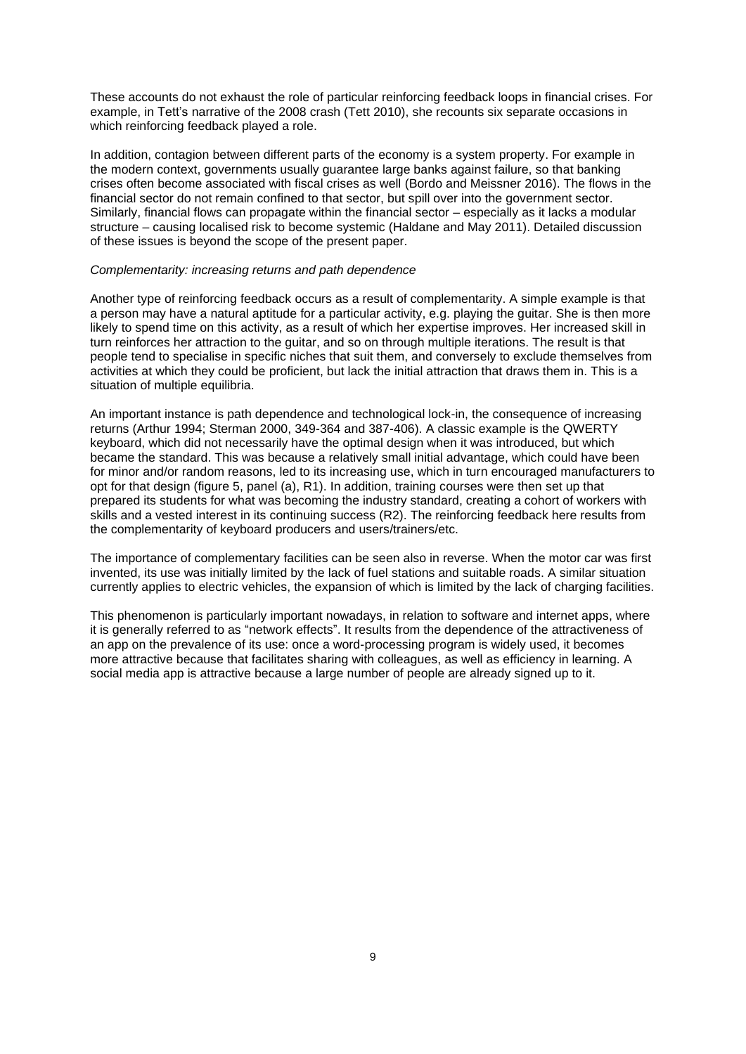These accounts do not exhaust the role of particular reinforcing feedback loops in financial crises. For example, in Tett's narrative of the 2008 crash (Tett 2010), she recounts six separate occasions in which reinforcing feedback played a role.

In addition, contagion between different parts of the economy is a system property. For example in the modern context, governments usually guarantee large banks against failure, so that banking crises often become associated with fiscal crises as well (Bordo and Meissner 2016). The flows in the financial sector do not remain confined to that sector, but spill over into the government sector. Similarly, financial flows can propagate within the financial sector – especially as it lacks a modular structure – causing localised risk to become systemic (Haldane and May 2011). Detailed discussion of these issues is beyond the scope of the present paper.

*Complementarity: increasing returns and path dependence*

Another type of reinforcing feedback occurs as a result of complementarity. A simple example is that a person may have a natural aptitude for a particular activity, e.g. playing the guitar. She is then more likely to spend time on this activity, as a result of which her expertise improves. Her increased skill in turn reinforces her attraction to the guitar, and so on through multiple iterations. The result is that people tend to specialise in specific niches that suit them, and conversely to exclude themselves from activities at which they could be proficient, but lack the initial attraction that draws them in. This is a situation of multiple equilibria.

An important instance is path dependence and technological lock-in, the consequence of increasing returns (Arthur 1994; Sterman 2000, 349-364 and 387-406). A classic example is the QWERTY keyboard, which did not necessarily have the optimal design when it was introduced, but which became the standard. This was because a relatively small initial advantage, which could have been for minor and/or random reasons, led to its increasing use, which in turn encouraged manufacturers to opt for that design (figure 5, panel (a), R1). In addition, training courses were then set up that prepared its students for what was becoming the industry standard, creating a cohort of workers with skills and a vested interest in its continuing success (R2). The reinforcing feedback here results from the complementarity of keyboard producers and users/trainers/etc.

The importance of complementary facilities can be seen also in reverse. When the motor car was first invented, its use was initially limited by the lack of fuel stations and suitable roads. A similar situation currently applies to electric vehicles, the expansion of which is limited by the lack of charging facilities.

This phenomenon is particularly important nowadays, in relation to software and internet apps, where it is generally referred to as "network effects". It results from the dependence of the attractiveness of an app on the prevalence of its use: once a word-processing program is widely used, it becomes more attractive because that facilitates sharing with colleagues, as well as efficiency in learning. A social media app is attractive because a large number of people are already signed up to it.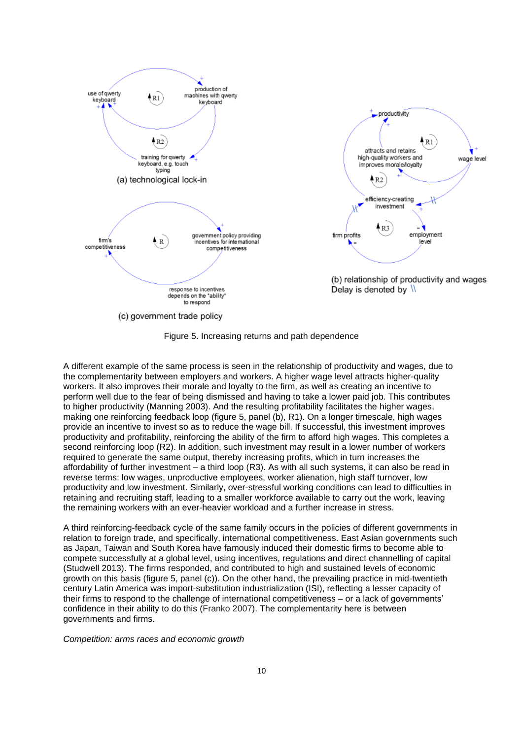(a) technological lock-in

(b) relationship of productivity and wages
Delay is denoted by \\

(c) government trade policy

Figure 5. Increasing returns and path dependence

A different example of the same process is seen in the relationship of productivity and wages, due to the complementarity between employers and workers. A higher wage level attracts higher-quality workers. It also improves their morale and loyalty to the firm, as well as creating an incentive to perform well due to the fear of being dismissed and having to take a lower paid job. This contributes to higher productivity (Manning 2003). And the resulting profitability facilitates the higher wages, making one reinforcing feedback loop (figure 5, panel (b), R1). On a longer timescale, high wages provide an incentive to invest so as to reduce the wage bill. If successful, this investment improves productivity and profitability, reinforcing the ability of the firm to afford high wages. This completes a second reinforcing loop (R2). In addition, such investment may result in a lower number of workers required to generate the same output, thereby increasing profits, which in turn increases the affordability of further investment – a third loop (R3). As with all such systems, it can also be read in reverse terms: low wages, unproductive employees, worker alienation, high staff turnover, low productivity and low investment. Similarly, over-stressful working conditions can lead to difficulties in retaining and recruiting staff, leading to a smaller workforce available to carry out the work, leaving the remaining workers with an ever-heavier workload and a further increase in stress.

A third reinforcing-feedback cycle of the same family occurs in the policies of different governments in relation to foreign trade, and specifically, international competitiveness. East Asian governments such as Japan, Taiwan and South Korea have famously induced their domestic firms to become able to compete successfully at a global level, using incentives, regulations and direct channelling of capital (Studwell 2013). The firms responded, and contributed to high and sustained levels of economic growth on this basis (figure 5, panel (c)). On the other hand, the prevailing practice in mid-twentieth century Latin America was import-substitution industrialization (ISI), reflecting a lesser capacity of their firms to respond to the challenge of international competitiveness – or a lack of governments' confidence in their ability to do this (Franko 2007). The complementarity here is between governments and firms.

*Competition: arms races and economic growth*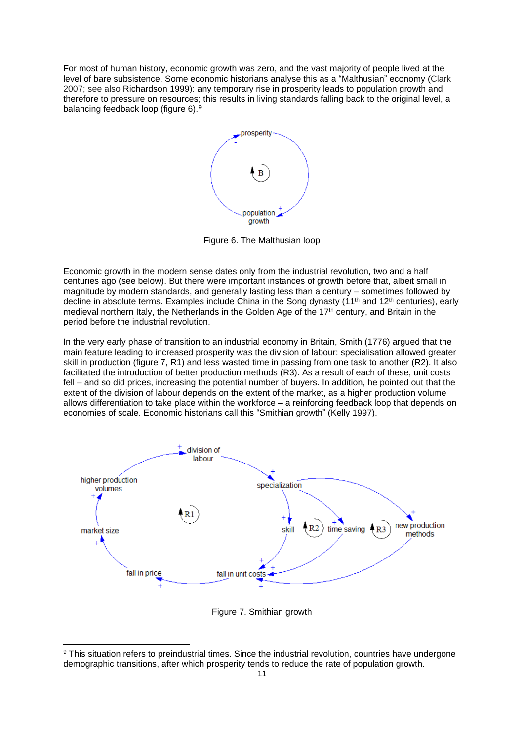For most of human history, economic growth was zero, and the vast majority of people lived at the level of bare subsistence. Some economic historians analyse this as a "Malthusian" economy (Clark 2007; see also Richardson 1999): any temporary rise in prosperity leads to population growth and therefore to pressure on resources; this results in living standards falling back to the original level, a balancing feedback loop (figure 6).[9]

Figure 6. The Malthusian loop

Economic growth in the modern sense dates only from the industrial revolution, two and a half centuries ago (see below). But there were important instances of growth before that, albeit small in magnitude by modern standards, and generally lasting less than a century – sometimes followed by decline in absolute terms. Examples include China in the Song dynasty (11th and 12th centuries), early medieval northern Italy, the Netherlands in the Golden Age of the 17th century, and Britain in the period before the industrial revolution.

In the very early phase of transition to an industrial economy in Britain, Smith (1776) argued that the main feature leading to increased prosperity was the division of labour: specialisation allowed greater skill in production (figure 7, R1) and less wasted time in passing from one task to another (R2). It also facilitated the introduction of better production methods (R3). As a result of each of these, unit costs fell – and so did prices, increasing the potential number of buyers. In addition, he pointed out that the extent of the division of labour depends on the extent of the market, as a higher production volume allows differentiation to take place within the workforce – a reinforcing feedback loop that depends on economies of scale. Economic historians call this "Smithian growth" (Kelly 1997).

Figure 7. Smithian growth

[9] This situation refers to preindustrial times. Since the industrial revolution, countries have undergone demographic transitions, after which prosperity tends to reduce the rate of population growth.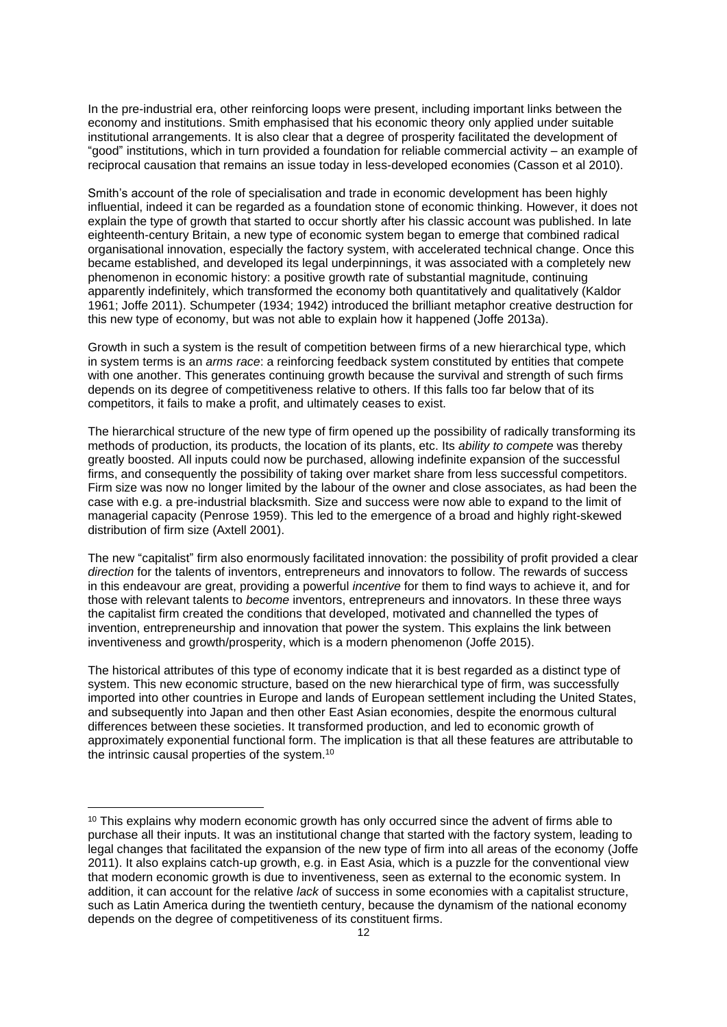In the pre-industrial era, other reinforcing loops were present, including important links between the economy and institutions. Smith emphasised that his economic theory only applied under suitable institutional arrangements. It is also clear that a degree of prosperity facilitated the development of "good" institutions, which in turn provided a foundation for reliable commercial activity – an example of reciprocal causation that remains an issue today in less-developed economies (Casson et al 2010).

Smith's account of the role of specialisation and trade in economic development has been highly influential, indeed it can be regarded as a foundation stone of economic thinking. However, it does not explain the type of growth that started to occur shortly after his classic account was published. In late eighteenth-century Britain, a new type of economic system began to emerge that combined radical organisational innovation, especially the factory system, with accelerated technical change. Once this became established, and developed its legal underpinnings, it was associated with a completely new phenomenon in economic history: a positive growth rate of substantial magnitude, continuing apparently indefinitely, which transformed the economy both quantitatively and qualitatively (Kaldor 1961; Joffe 2011). Schumpeter (1934; 1942) introduced the brilliant metaphor creative destruction for this new type of economy, but was not able to explain how it happened (Joffe 2013a).

Growth in such a system is the result of competition between firms of a new hierarchical type, which in system terms is an *arms race*: a reinforcing feedback system constituted by entities that compete with one another. This generates continuing growth because the survival and strength of such firms depends on its degree of competitiveness relative to others. If this falls too far below that of its competitors, it fails to make a profit, and ultimately ceases to exist.

The hierarchical structure of the new type of firm opened up the possibility of radically transforming its methods of production, its products, the location of its plants, etc. Its *ability to compete* was thereby greatly boosted. All inputs could now be purchased, allowing indefinite expansion of the successful firms, and consequently the possibility of taking over market share from less successful competitors. Firm size was now no longer limited by the labour of the owner and close associates, as had been the case with e.g. a pre-industrial blacksmith. Size and success were now able to expand to the limit of managerial capacity (Penrose 1959). This led to the emergence of a broad and highly right-skewed distribution of firm size (Axtell 2001).

The new "capitalist" firm also enormously facilitated innovation: the possibility of profit provided a clear *direction* for the talents of inventors, entrepreneurs and innovators to follow. The rewards of success in this endeavour are great, providing a powerful *incentive* for them to find ways to achieve it, and for those with relevant talents to *become* inventors, entrepreneurs and innovators. In these three ways the capitalist firm created the conditions that developed, motivated and channelled the types of invention, entrepreneurship and innovation that power the system. This explains the link between inventiveness and growth/prosperity, which is a modern phenomenon (Joffe 2015).

The historical attributes of this type of economy indicate that it is best regarded as a distinct type of system. This new economic structure, based on the new hierarchical type of firm, was successfully imported into other countries in Europe and lands of European settlement including the United States, and subsequently into Japan and then other East Asian economies, despite the enormous cultural differences between these societies. It transformed production, and led to economic growth of approximately exponential functional form. The implication is that all these features are attributable to the intrinsic causal properties of the system.[10]

---

[10] This explains why modern economic growth has only occurred since the advent of firms able to purchase all their inputs. It was an institutional change that started with the factory system, leading to legal changes that facilitated the expansion of the new type of firm into all areas of the economy (Joffe 2011). It also explains catch-up growth, e.g. in East Asia, which is a puzzle for the conventional view that modern economic growth is due to inventiveness, seen as external to the economic system. In addition, it can account for the relative *lack* of success in some economies with a capitalist structure, such as Latin America during the twentieth century, because the dynamism of the national economy depends on the degree of competitiveness of its constituent firms.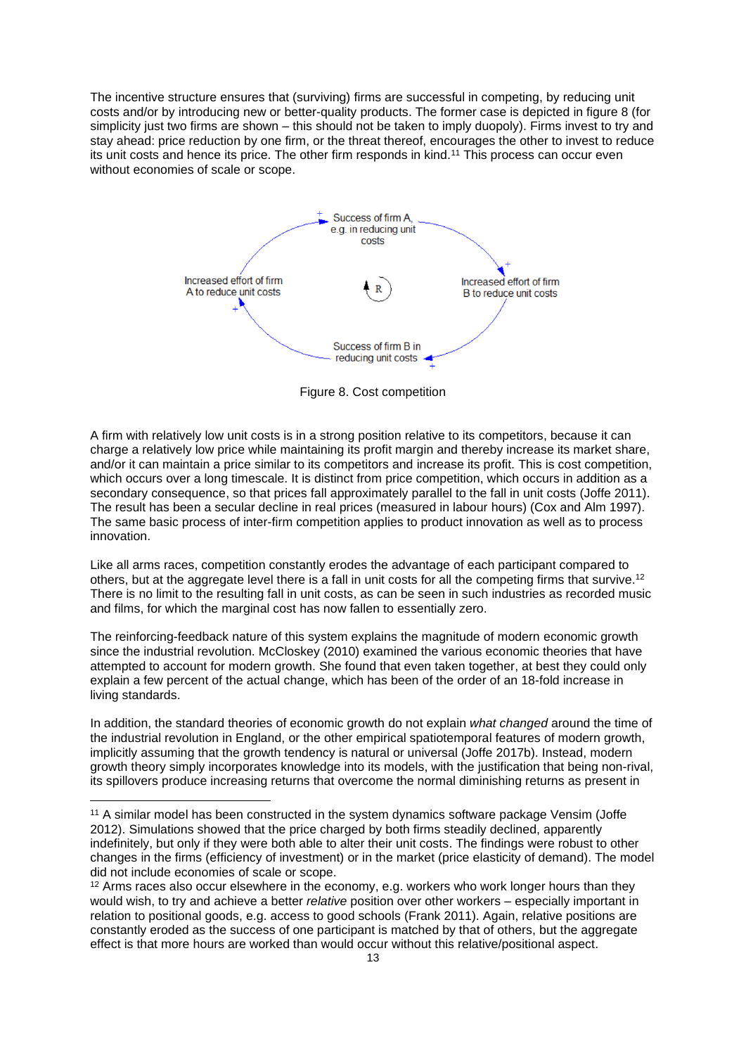The incentive structure ensures that (surviving) firms are successful in competing, by reducing unit costs and/or by introducing new or better-quality products. The former case is depicted in figure 8 (for simplicity just two firms are shown – this should not be taken to imply duopoly). Firms invest to try and stay ahead: price reduction by one firm, or the threat thereof, encourages the other to invest to reduce its unit costs and hence its price. The other firm responds in kind.[11] This process can occur even without economies of scale or scope.

Success of firm A, e.g. in reducing unit costs

Increased effort of firm A to reduce unit costs

R

Increased effort of firm B to reduce unit costs

Success of firm B in reducing unit costs

Figure 8. Cost competition

A firm with relatively low unit costs is in a strong position relative to its competitors, because it can charge a relatively low price while maintaining its profit margin and thereby increase its market share, and/or it can maintain a price similar to its competitors and increase its profit. This is cost competition, which occurs over a long timescale. It is distinct from price competition, which occurs in addition as a secondary consequence, so that prices fall approximately parallel to the fall in unit costs (Joffe 2011). The result has been a secular decline in real prices (measured in labour hours) (Cox and Alm 1997). The same basic process of inter-firm competition applies to product innovation as well as to process innovation.

Like all arms races, competition constantly erodes the advantage of each participant compared to others, but at the aggregate level there is a fall in unit costs for all the competing firms that survive.[12] There is no limit to the resulting fall in unit costs, as can be seen in such industries as recorded music and films, for which the marginal cost has now fallen to essentially zero.

The reinforcing-feedback nature of this system explains the magnitude of modern economic growth since the industrial revolution. McCloskey (2010) examined the various economic theories that have attempted to account for modern growth. She found that even taken together, at best they could only explain a few percent of the actual change, which has been of the order of an 18-fold increase in living standards.

In addition, the standard theories of economic growth do not explain *what changed* around the time of the industrial revolution in England, or the other empirical spatiotemporal features of modern growth, implicitly assuming that the growth tendency is natural or universal (Joffe 2017b). Instead, modern growth theory simply incorporates knowledge into its models, with the justification that being non-rival, its spillovers produce increasing returns that overcome the normal diminishing returns as present in

[11] A similar model has been constructed in the system dynamics software package Vensim (Joffe 2012). Simulations showed that the price charged by both firms steadily declined, apparently indefinitely, but only if they were both able to alter their unit costs. The findings were robust to other changes in the firms (efficiency of investment) or in the market (price elasticity of demand). The model did not include economies of scale or scope.

[12] Arms races also occur elsewhere in the economy, e.g. workers who work longer hours than they would wish, to try and achieve a better *relative* position over other workers – especially important in relation to positional goods, e.g. access to good schools (Frank 2011). Again, relative positions are constantly eroded as the success of one participant is matched by that of others, but the aggregate effect is that more hours are worked than would occur without this relative/positional aspect.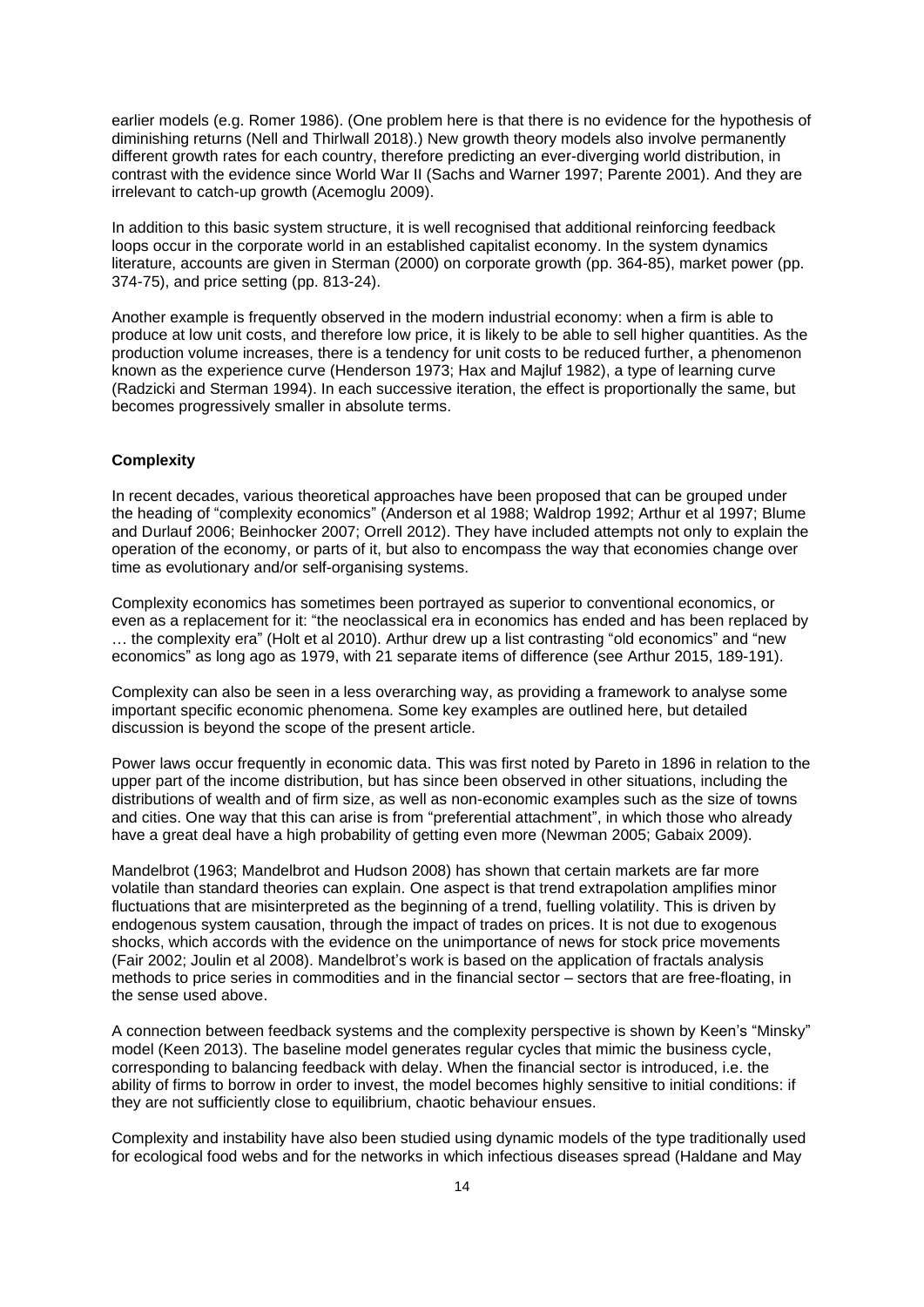earlier models (e.g. Romer 1986). (One problem here is that there is no evidence for the hypothesis of diminishing returns (Nell and Thirlwall 2018).) New growth theory models also involve permanently different growth rates for each country, therefore predicting an ever-diverging world distribution, in contrast with the evidence since World War II (Sachs and Warner 1997; Parente 2001). And they are irrelevant to catch-up growth (Acemoglu 2009).

In addition to this basic system structure, it is well recognised that additional reinforcing feedback loops occur in the corporate world in an established capitalist economy. In the system dynamics literature, accounts are given in Sterman (2000) on corporate growth (pp. 364-85), market power (pp. 374-75), and price setting (pp. 813-24).

Another example is frequently observed in the modern industrial economy: when a firm is able to produce at low unit costs, and therefore low price, it is likely to be able to sell higher quantities. As the production volume increases, there is a tendency for unit costs to be reduced further, a phenomenon known as the experience curve (Henderson 1973; Hax and Majluf 1982), a type of learning curve (Radzicki and Sterman 1994). In each successive iteration, the effect is proportionally the same, but becomes progressively smaller in absolute terms.

**Complexity**

In recent decades, various theoretical approaches have been proposed that can be grouped under the heading of "complexity economics" (Anderson et al 1988; Waldrop 1992; Arthur et al 1997; Blume and Durlauf 2006; Beinhocker 2007; Orrell 2012). They have included attempts not only to explain the operation of the economy, or parts of it, but also to encompass the way that economies change over time as evolutionary and/or self-organising systems.

Complexity economics has sometimes been portrayed as superior to conventional economics, or even as a replacement for it: "the neoclassical era in economics has ended and has been replaced by … the complexity era" (Holt et al 2010). Arthur drew up a list contrasting "old economics" and "new economics" as long ago as 1979, with 21 separate items of difference (see Arthur 2015, 189-191).

Complexity can also be seen in a less overarching way, as providing a framework to analyse some important specific economic phenomena. Some key examples are outlined here, but detailed discussion is beyond the scope of the present article.

Power laws occur frequently in economic data. This was first noted by Pareto in 1896 in relation to the upper part of the income distribution, but has since been observed in other situations, including the distributions of wealth and of firm size, as well as non-economic examples such as the size of towns and cities. One way that this can arise is from "preferential attachment", in which those who already have a great deal have a high probability of getting even more (Newman 2005; Gabaix 2009).

Mandelbrot (1963; Mandelbrot and Hudson 2008) has shown that certain markets are far more volatile than standard theories can explain. One aspect is that trend extrapolation amplifies minor fluctuations that are misinterpreted as the beginning of a trend, fuelling volatility. This is driven by endogenous system causation, through the impact of trades on prices. It is not due to exogenous shocks, which accords with the evidence on the unimportance of news for stock price movements (Fair 2002; Joulin et al 2008). Mandelbrot's work is based on the application of fractals analysis methods to price series in commodities and in the financial sector – sectors that are free-floating, in the sense used above.

A connection between feedback systems and the complexity perspective is shown by Keen's "Minsky" model (Keen 2013). The baseline model generates regular cycles that mimic the business cycle, corresponding to balancing feedback with delay. When the financial sector is introduced, i.e. the ability of firms to borrow in order to invest, the model becomes highly sensitive to initial conditions: if they are not sufficiently close to equilibrium, chaotic behaviour ensues.

Complexity and instability have also been studied using dynamic models of the type traditionally used for ecological food webs and for the networks in which infectious diseases spread (Haldane and May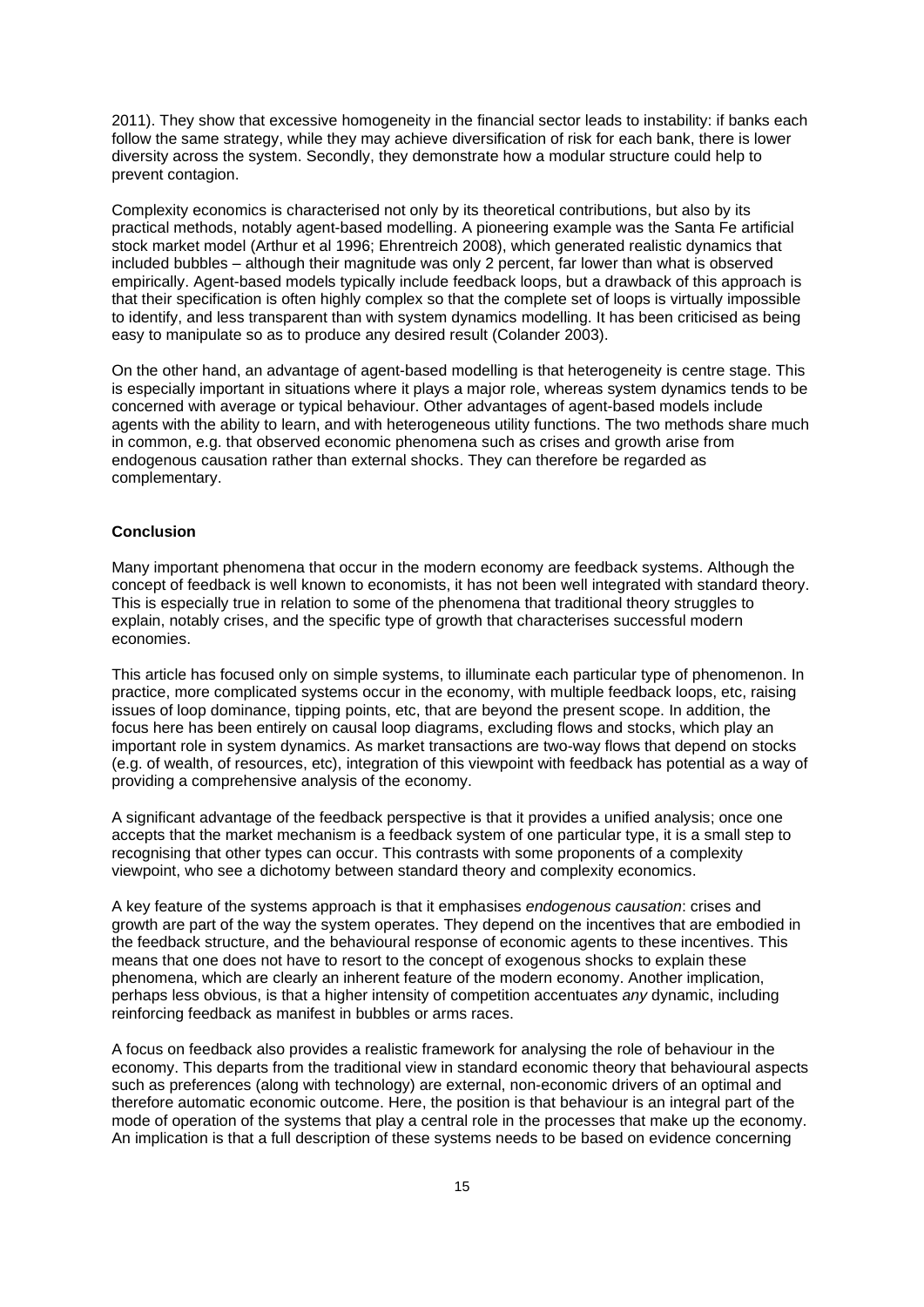2011). They show that excessive homogeneity in the financial sector leads to instability: if banks each follow the same strategy, while they may achieve diversification of risk for each bank, there is lower diversity across the system. Secondly, they demonstrate how a modular structure could help to prevent contagion.

Complexity economics is characterised not only by its theoretical contributions, but also by its practical methods, notably agent-based modelling. A pioneering example was the Santa Fe artificial stock market model (Arthur et al 1996; Ehrentreich 2008), which generated realistic dynamics that included bubbles – although their magnitude was only 2 percent, far lower than what is observed empirically. Agent-based models typically include feedback loops, but a drawback of this approach is that their specification is often highly complex so that the complete set of loops is virtually impossible to identify, and less transparent than with system dynamics modelling. It has been criticised as being easy to manipulate so as to produce any desired result (Colander 2003).

On the other hand, an advantage of agent-based modelling is that heterogeneity is centre stage. This is especially important in situations where it plays a major role, whereas system dynamics tends to be concerned with average or typical behaviour. Other advantages of agent-based models include agents with the ability to learn, and with heterogeneous utility functions. The two methods share much in common, e.g. that observed economic phenomena such as crises and growth arise from endogenous causation rather than external shocks. They can therefore be regarded as complementary.

**Conclusion**

Many important phenomena that occur in the modern economy are feedback systems. Although the concept of feedback is well known to economists, it has not been well integrated with standard theory. This is especially true in relation to some of the phenomena that traditional theory struggles to explain, notably crises, and the specific type of growth that characterises successful modern economies.

This article has focused only on simple systems, to illuminate each particular type of phenomenon. In practice, more complicated systems occur in the economy, with multiple feedback loops, etc, raising issues of loop dominance, tipping points, etc, that are beyond the present scope. In addition, the focus here has been entirely on causal loop diagrams, excluding flows and stocks, which play an important role in system dynamics. As market transactions are two-way flows that depend on stocks (e.g. of wealth, of resources, etc), integration of this viewpoint with feedback has potential as a way of providing a comprehensive analysis of the economy.

A significant advantage of the feedback perspective is that it provides a unified analysis; once one accepts that the market mechanism is a feedback system of one particular type, it is a small step to recognising that other types can occur. This contrasts with some proponents of a complexity viewpoint, who see a dichotomy between standard theory and complexity economics.

A key feature of the systems approach is that it emphasises *endogenous causation*: crises and growth are part of the way the system operates. They depend on the incentives that are embodied in the feedback structure, and the behavioural response of economic agents to these incentives. This means that one does not have to resort to the concept of exogenous shocks to explain these phenomena, which are clearly an inherent feature of the modern economy. Another implication, perhaps less obvious, is that a higher intensity of competition accentuates *any* dynamic, including reinforcing feedback as manifest in bubbles or arms races.

A focus on feedback also provides a realistic framework for analysing the role of behaviour in the economy. This departs from the traditional view in standard economic theory that behavioural aspects such as preferences (along with technology) are external, non-economic drivers of an optimal and therefore automatic economic outcome. Here, the position is that behaviour is an integral part of the mode of operation of the systems that play a central role in the processes that make up the economy. An implication is that a full description of these systems needs to be based on evidence concerning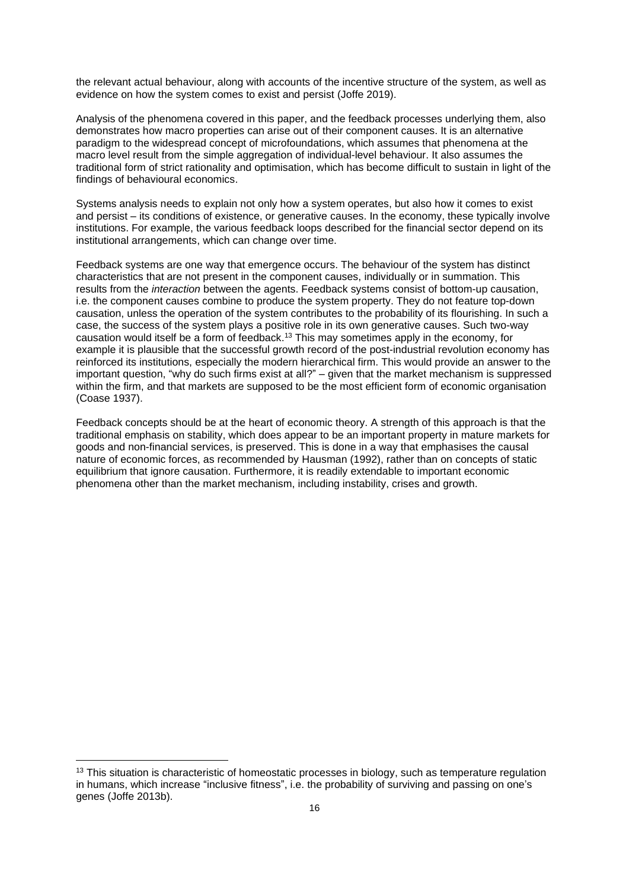the relevant actual behaviour, along with accounts of the incentive structure of the system, as well as evidence on how the system comes to exist and persist (Joffe 2019).

Analysis of the phenomena covered in this paper, and the feedback processes underlying them, also demonstrates how macro properties can arise out of their component causes. It is an alternative paradigm to the widespread concept of microfoundations, which assumes that phenomena at the macro level result from the simple aggregation of individual-level behaviour. It also assumes the traditional form of strict rationality and optimisation, which has become difficult to sustain in light of the findings of behavioural economics.

Systems analysis needs to explain not only how a system operates, but also how it comes to exist and persist – its conditions of existence, or generative causes. In the economy, these typically involve institutions. For example, the various feedback loops described for the financial sector depend on its institutional arrangements, which can change over time.

Feedback systems are one way that emergence occurs. The behaviour of the system has distinct characteristics that are not present in the component causes, individually or in summation. This results from the *interaction* between the agents. Feedback systems consist of bottom-up causation, i.e. the component causes combine to produce the system property. They do not feature top-down causation, unless the operation of the system contributes to the probability of its flourishing. In such a case, the success of the system plays a positive role in its own generative causes. Such two-way causation would itself be a form of feedback.[13] This may sometimes apply in the economy, for example it is plausible that the successful growth record of the post-industrial revolution economy has reinforced its institutions, especially the modern hierarchical firm. This would provide an answer to the important question, "why do such firms exist at all?" – given that the market mechanism is suppressed within the firm, and that markets are supposed to be the most efficient form of economic organisation (Coase 1937).

Feedback concepts should be at the heart of economic theory. A strength of this approach is that the traditional emphasis on stability, which does appear to be an important property in mature markets for goods and non-financial services, is preserved. This is done in a way that emphasises the causal nature of economic forces, as recommended by Hausman (1992), rather than on concepts of static equilibrium that ignore causation. Furthermore, it is readily extendable to important economic phenomena other than the market mechanism, including instability, crises and growth.

---

[13] This situation is characteristic of homeostatic processes in biology, such as temperature regulation in humans, which increase "inclusive fitness", i.e. the probability of surviving and passing on one's genes (Joffe 2013b).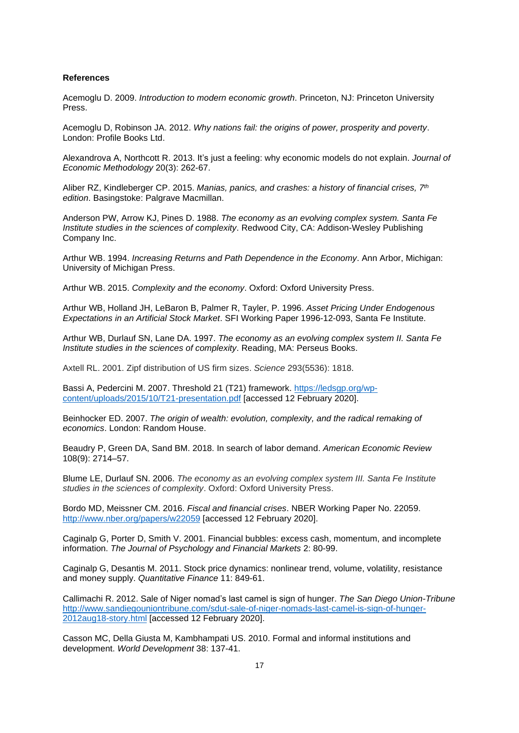**References**

Acemoglu D. 2009. *Introduction to modern economic growth*. Princeton, NJ: Princeton University Press.

Acemoglu D, Robinson JA. 2012. *Why nations fail: the origins of power, prosperity and poverty*. London: Profile Books Ltd.

Alexandrova A, Northcott R. 2013. It's just a feeling: why economic models do not explain. *Journal of Economic Methodology* 20(3): 262-67.

Aliber RZ, Kindleberger CP. 2015. *Manias, panics, and crashes: a history of financial crises, 7th edition*. Basingstoke: Palgrave Macmillan.

Anderson PW, Arrow KJ, Pines D. 1988. *The economy as an evolving complex system. Santa Fe Institute studies in the sciences of complexity*. Redwood City, CA: Addison-Wesley Publishing Company Inc.

Arthur WB. 1994. *Increasing Returns and Path Dependence in the Economy*. Ann Arbor, Michigan: University of Michigan Press.

Arthur WB. 2015. *Complexity and the economy*. Oxford: Oxford University Press.

Arthur WB, Holland JH, LeBaron B, Palmer R, Tayler, P. 1996. *Asset Pricing Under Endogenous Expectations in an Artificial Stock Market*. SFI Working Paper 1996-12-093, Santa Fe Institute.

Arthur WB, Durlauf SN, Lane DA. 1997. *The economy as an evolving complex system II. Santa Fe Institute studies in the sciences of complexity*. Reading, MA: Perseus Books.

Axtell RL. 2001. Zipf distribution of US firm sizes. *Science* 293(5536): 1818.

Bassi A, Pedercini M. 2007. Threshold 21 (T21) framework. https://ledsgp.org/wp-content/uploads/2015/10/T21-presentation.pdf [accessed 12 February 2020].

Beinhocker ED. 2007. *The origin of wealth: evolution, complexity, and the radical remaking of economics*. London: Random House.

Beaudry P, Green DA, Sand BM. 2018. In search of labor demand. *American Economic Review* 108(9): 2714–57.

Blume LE, Durlauf SN. 2006. *The economy as an evolving complex system III. Santa Fe Institute studies in the sciences of complexity*. Oxford: Oxford University Press.

Bordo MD, Meissner CM. 2016. *Fiscal and financial crises*. NBER Working Paper No. 22059. http://www.nber.org/papers/w22059 [accessed 12 February 2020].

Caginalp G, Porter D, Smith V. 2001. Financial bubbles: excess cash, momentum, and incomplete information. *The Journal of Psychology and Financial Markets* 2: 80-99.

Caginalp G, Desantis M. 2011. Stock price dynamics: nonlinear trend, volume, volatility, resistance and money supply. *Quantitative Finance* 11: 849-61.

Callimachi R. 2012. Sale of Niger nomad's last camel is sign of hunger. *The San Diego Union-Tribune* http://www.sandiegouniontribune.com/sdut-sale-of-niger-nomads-last-camel-is-sign-of-hunger-2012aug18-story.html [accessed 12 February 2020].

Casson MC, Della Giusta M, Kambhampati US. 2010. Formal and informal institutions and development. *World Development* 38: 137-41.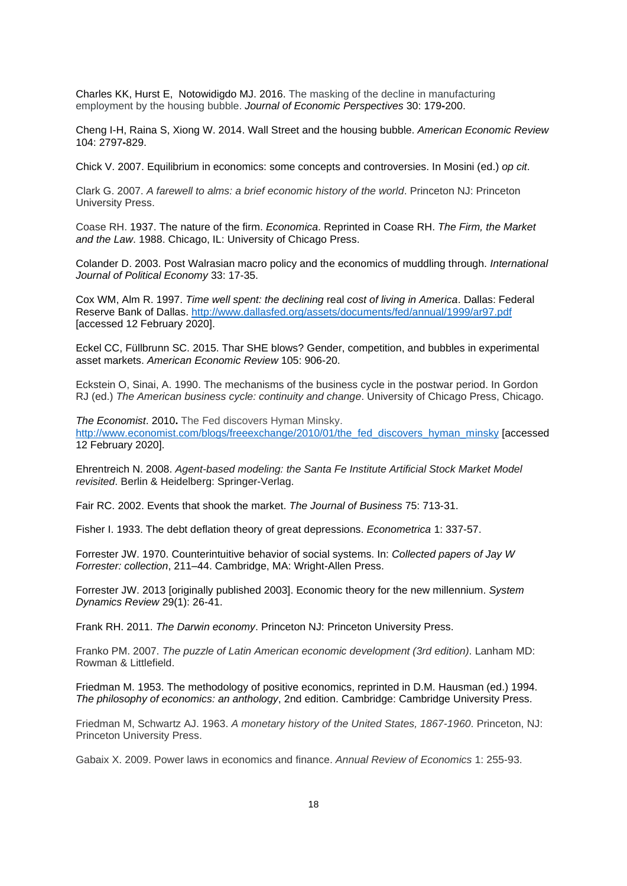Charles KK, Hurst E, Notowidigdo MJ. 2016. The masking of the decline in manufacturing employment by the housing bubble. *Journal of Economic Perspectives* 30: 179-200.

Cheng I-H, Raina S, Xiong W. 2014. Wall Street and the housing bubble. *American Economic Review* 104: 2797-829.

Chick V. 2007. Equilibrium in economics: some concepts and controversies. In Mosini (ed.) *op cit*.

Clark G. 2007. *A farewell to alms: a brief economic history of the world*. Princeton NJ: Princeton University Press.

Coase RH. 1937. The nature of the firm. *Economica*. Reprinted in Coase RH. *The Firm, the Market and the Law*. 1988. Chicago, IL: University of Chicago Press.

Colander D. 2003. Post Walrasian macro policy and the economics of muddling through. *International Journal of Political Economy* 33: 17-35.

Cox WM, Alm R. 1997. *Time well spent: the declining* real *cost of living in America*. Dallas: Federal Reserve Bank of Dallas. http://www.dallasfed.org/assets/documents/fed/annual/1999/ar97.pdf [accessed 12 February 2020].

Eckel CC, Füllbrunn SC. 2015. Thar SHE blows? Gender, competition, and bubbles in experimental asset markets. *American Economic Review* 105: 906-20.

Eckstein O, Sinai, A. 1990. The mechanisms of the business cycle in the postwar period. In Gordon RJ (ed.) *The American business cycle: continuity and change*. University of Chicago Press, Chicago.

*The Economist*. 2010**.** The Fed discovers Hyman Minsky. http://www.economist.com/blogs/freeexchange/2010/01/the_fed_discovers_hyman_minsky [accessed 12 February 2020].

Ehrentreich N. 2008. *Agent-based modeling: the Santa Fe Institute Artificial Stock Market Model revisited*. Berlin & Heidelberg: Springer-Verlag.

Fair RC. 2002. Events that shook the market. *The Journal of Business* 75: 713-31.

Fisher I. 1933. The debt deflation theory of great depressions. *Econometrica* 1: 337-57.

Forrester JW. 1970. Counterintuitive behavior of social systems. In: *Collected papers of Jay W Forrester: collection*, 211–44. Cambridge, MA: Wright-Allen Press.

Forrester JW. 2013 [originally published 2003]. Economic theory for the new millennium. *System Dynamics Review* 29(1): 26-41.

Frank RH. 2011. *The Darwin economy*. Princeton NJ: Princeton University Press.

Franko PM. 2007. *The puzzle of Latin American economic development (3rd edition)*. Lanham MD: Rowman & Littlefield.

Friedman M. 1953. The methodology of positive economics, reprinted in D.M. Hausman (ed.) 1994. *The philosophy of economics: an anthology*, 2nd edition. Cambridge: Cambridge University Press.

Friedman M, Schwartz AJ. 1963. *A monetary history of the United States, 1867-1960*. Princeton, NJ: Princeton University Press.

Gabaix X. 2009. Power laws in economics and finance. *Annual Review of Economics* 1: 255-93.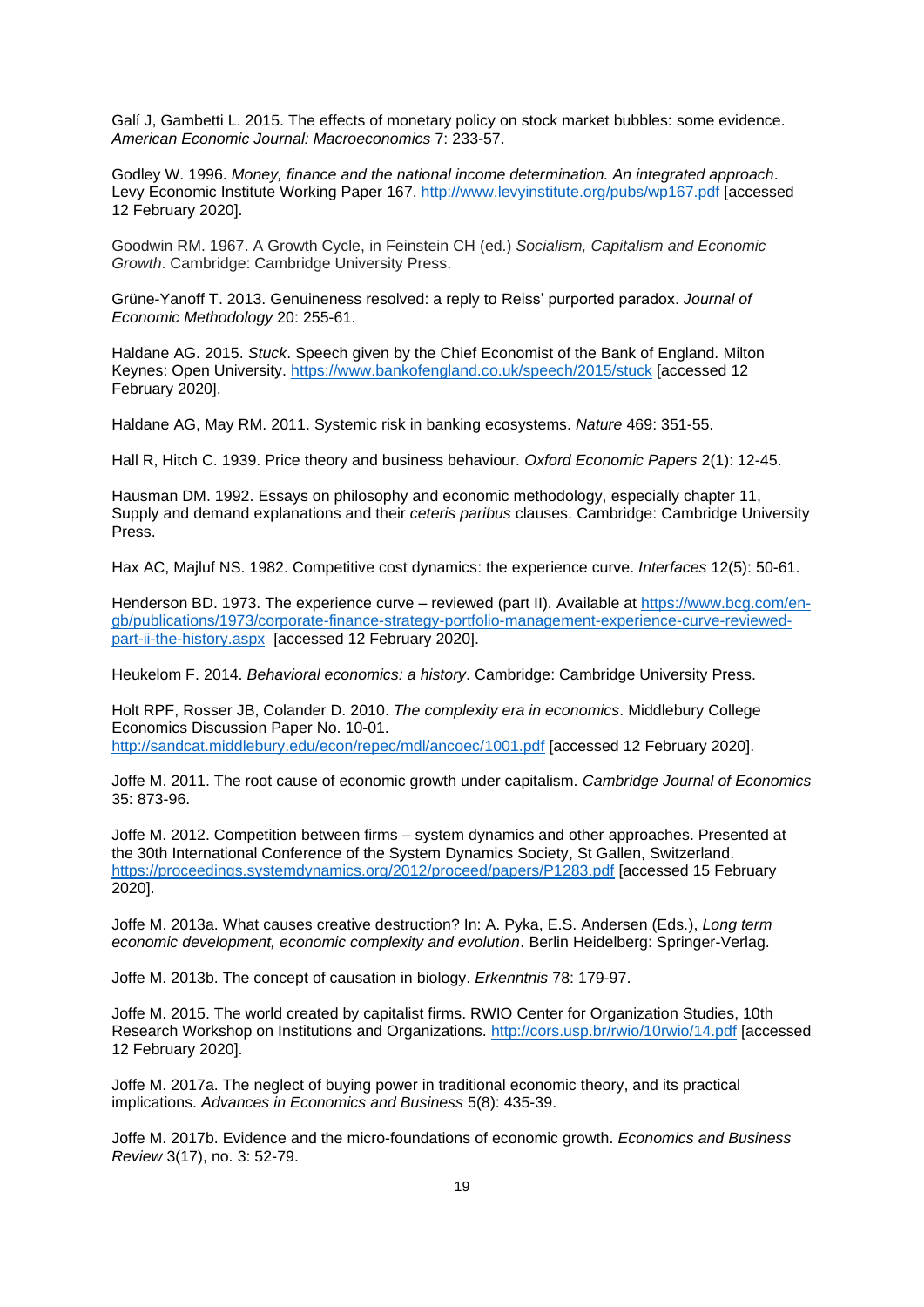Galí J, Gambetti L. 2015. The effects of monetary policy on stock market bubbles: some evidence. *American Economic Journal: Macroeconomics* 7: 233-57.

Godley W. 1996. *Money, finance and the national income determination. An integrated approach*. Levy Economic Institute Working Paper 167. http://www.levyinstitute.org/pubs/wp167.pdf [accessed 12 February 2020].

Goodwin RM. 1967. A Growth Cycle, in Feinstein CH (ed.) *Socialism, Capitalism and Economic Growth*. Cambridge: Cambridge University Press.

Grüne-Yanoff T. 2013. Genuineness resolved: a reply to Reiss' purported paradox. *Journal of Economic Methodology* 20: 255-61.

Haldane AG. 2015. *Stuck*. Speech given by the Chief Economist of the Bank of England. Milton Keynes: Open University. https://www.bankofengland.co.uk/speech/2015/stuck [accessed 12 February 2020].

Haldane AG, May RM. 2011. Systemic risk in banking ecosystems. *Nature* 469: 351-55.

Hall R, Hitch C. 1939. Price theory and business behaviour. *Oxford Economic Papers* 2(1): 12-45.

Hausman DM. 1992. Essays on philosophy and economic methodology, especially chapter 11, Supply and demand explanations and their *ceteris paribus* clauses. Cambridge: Cambridge University Press.

Hax AC, Majluf NS. 1982. Competitive cost dynamics: the experience curve. *Interfaces* 12(5): 50-61.

Henderson BD. 1973. The experience curve – reviewed (part II). Available at https://www.bcg.com/en-gb/publications/1973/corporate-finance-strategy-portfolio-management-experience-curve-reviewed-part-ii-the-history.aspx [accessed 12 February 2020].

Heukelom F. 2014. *Behavioral economics: a history*. Cambridge: Cambridge University Press.

Holt RPF, Rosser JB, Colander D. 2010. *The complexity era in economics*. Middlebury College Economics Discussion Paper No. 10-01. http://sandcat.middlebury.edu/econ/repec/mdl/ancoec/1001.pdf [accessed 12 February 2020].

Joffe M. 2011. The root cause of economic growth under capitalism. *Cambridge Journal of Economics* 35: 873-96.

Joffe M. 2012. Competition between firms – system dynamics and other approaches. Presented at the 30th International Conference of the System Dynamics Society, St Gallen, Switzerland. https://proceedings.systemdynamics.org/2012/proceed/papers/P1283.pdf [accessed 15 February 2020].

Joffe M. 2013a. What causes creative destruction? In: A. Pyka, E.S. Andersen (Eds.), *Long term economic development, economic complexity and evolution*. Berlin Heidelberg: Springer-Verlag.

Joffe M. 2013b. The concept of causation in biology. *Erkenntnis* 78: 179-97.

Joffe M. 2015. The world created by capitalist firms. RWIO Center for Organization Studies, 10th Research Workshop on Institutions and Organizations. http://cors.usp.br/rwio/10rwio/14.pdf [accessed 12 February 2020].

Joffe M. 2017a. The neglect of buying power in traditional economic theory, and its practical implications. *Advances in Economics and Business* 5(8): 435-39.

Joffe M. 2017b. Evidence and the micro-foundations of economic growth. *Economics and Business Review* 3(17), no. 3: 52-79.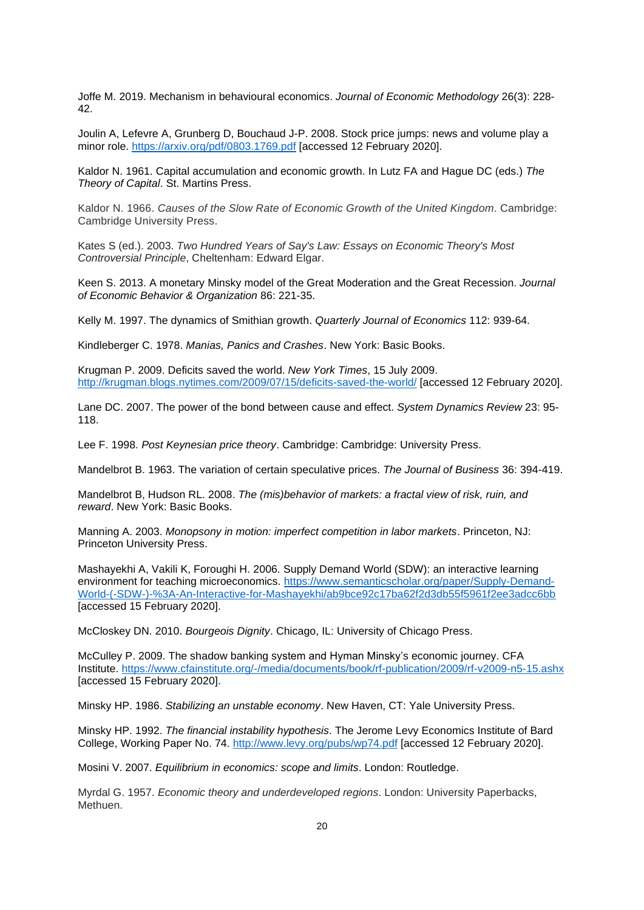Joffe M. 2019. Mechanism in behavioural economics. *Journal of Economic Methodology* 26(3): 228-42.

Joulin A, Lefevre A, Grunberg D, Bouchaud J-P. 2008. Stock price jumps: news and volume play a minor role. https://arxiv.org/pdf/0803.1769.pdf [accessed 12 February 2020].

Kaldor N. 1961. Capital accumulation and economic growth. In Lutz FA and Hague DC (eds.) *The Theory of Capital*. St. Martins Press.

Kaldor N. 1966. *Causes of the Slow Rate of Economic Growth of the United Kingdom*. Cambridge: Cambridge University Press.

Kates S (ed.). 2003. *Two Hundred Years of Say's Law: Essays on Economic Theory's Most Controversial Principle*, Cheltenham: Edward Elgar.

Keen S. 2013. A monetary Minsky model of the Great Moderation and the Great Recession. *Journal of Economic Behavior & Organization* 86: 221-35.

Kelly M. 1997. The dynamics of Smithian growth. *Quarterly Journal of Economics* 112: 939-64.

Kindleberger C. 1978. *Manias, Panics and Crashes*. New York: Basic Books.

Krugman P. 2009. Deficits saved the world. *New York Times*, 15 July 2009. http://krugman.blogs.nytimes.com/2009/07/15/deficits-saved-the-world/ [accessed 12 February 2020].

Lane DC. 2007. The power of the bond between cause and effect. *System Dynamics Review* 23: 95-118.

Lee F. 1998. *Post Keynesian price theory*. Cambridge: Cambridge: University Press.

Mandelbrot B. 1963. The variation of certain speculative prices. *The Journal of Business* 36: 394-419.

Mandelbrot B, Hudson RL. 2008. *The (mis)behavior of markets: a fractal view of risk, ruin, and reward*. New York: Basic Books.

Manning A. 2003. *Monopsony in motion: imperfect competition in labor markets*. Princeton, NJ: Princeton University Press.

Mashayekhi A, Vakili K, Foroughi H. 2006. Supply Demand World (SDW): an interactive learning environment for teaching microeconomics. https://www.semanticscholar.org/paper/Supply-Demand-World-(-SDW-)-%3A-An-Interactive-for-Mashayekhi/ab9bce92c17ba62f2d3db55f5961f2ee3adcc6bb [accessed 15 February 2020].

McCloskey DN. 2010. *Bourgeois Dignity*. Chicago, IL: University of Chicago Press.

McCulley P. 2009. The shadow banking system and Hyman Minsky's economic journey. CFA Institute. https://www.cfainstitute.org/-/media/documents/book/rf-publication/2009/rf-v2009-n5-15.ashx [accessed 15 February 2020].

Minsky HP. 1986. *Stabilizing an unstable economy*. New Haven, CT: Yale University Press.

Minsky HP. 1992. *The financial instability hypothesis*. The Jerome Levy Economics Institute of Bard College, Working Paper No. 74. http://www.levy.org/pubs/wp74.pdf [accessed 12 February 2020].

Mosini V. 2007. *Equilibrium in economics: scope and limits*. London: Routledge.

Myrdal G. 1957. *Economic theory and underdeveloped regions*. London: University Paperbacks, Methuen.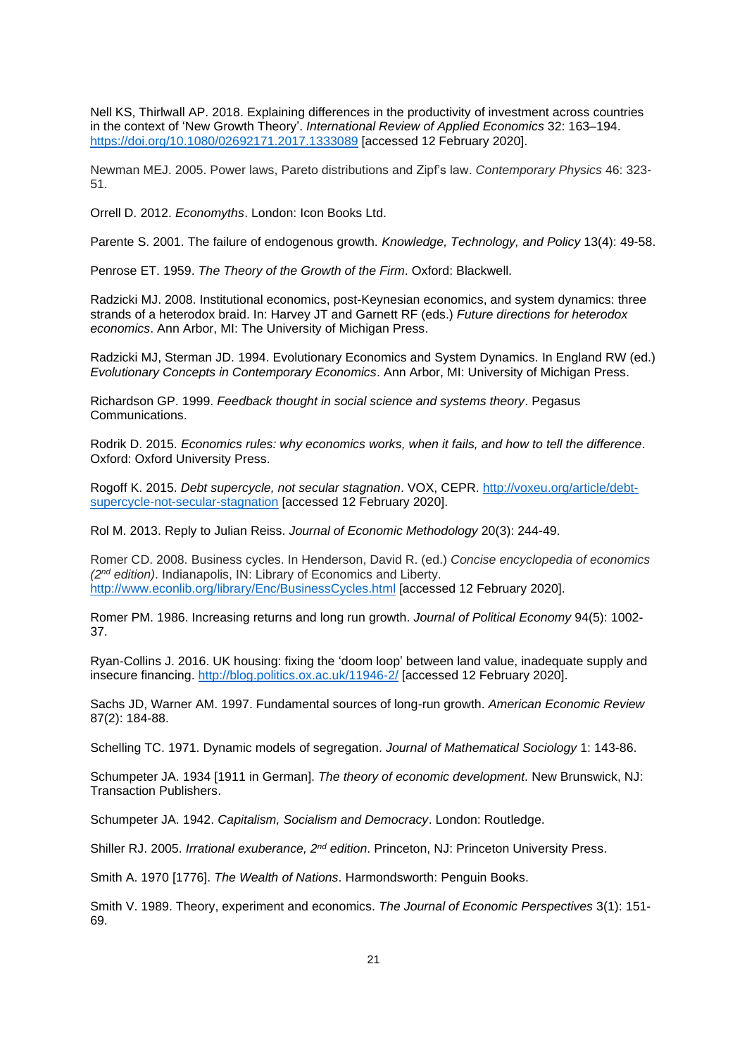Nell KS, Thirlwall AP. 2018. Explaining differences in the productivity of investment across countries in the context of 'New Growth Theory'. *International Review of Applied Economics* 32: 163–194. https://doi.org/10.1080/02692171.2017.1333089 [accessed 12 February 2020].

Newman MEJ. 2005. Power laws, Pareto distributions and Zipf's law. *Contemporary Physics* 46: 323-51.

Orrell D. 2012. *Economyths*. London: Icon Books Ltd.

Parente S. 2001. The failure of endogenous growth. *Knowledge, Technology, and Policy* 13(4): 49-58.

Penrose ET. 1959. *The Theory of the Growth of the Firm*. Oxford: Blackwell.

Radzicki MJ. 2008. Institutional economics, post-Keynesian economics, and system dynamics: three strands of a heterodox braid. In: Harvey JT and Garnett RF (eds.) *Future directions for heterodox economics*. Ann Arbor, MI: The University of Michigan Press.

Radzicki MJ, Sterman JD. 1994. Evolutionary Economics and System Dynamics. In England RW (ed.) *Evolutionary Concepts in Contemporary Economics*. Ann Arbor, MI: University of Michigan Press.

Richardson GP. 1999. *Feedback thought in social science and systems theory*. Pegasus Communications.

Rodrik D. 2015. *Economics rules: why economics works, when it fails, and how to tell the difference*. Oxford: Oxford University Press.

Rogoff K. 2015. *Debt supercycle, not secular stagnation*. VOX, CEPR. http://voxeu.org/article/debt-supercycle-not-secular-stagnation [accessed 12 February 2020].

Rol M. 2013. Reply to Julian Reiss. *Journal of Economic Methodology* 20(3): 244-49.

Romer CD. 2008. Business cycles. In Henderson, David R. (ed.) *Concise encyclopedia of economics (2nd edition)*. Indianapolis, IN: Library of Economics and Liberty. http://www.econlib.org/library/Enc/BusinessCycles.html [accessed 12 February 2020].

Romer PM. 1986. Increasing returns and long run growth. *Journal of Political Economy* 94(5): 1002-37.

Ryan-Collins J. 2016. UK housing: fixing the 'doom loop' between land value, inadequate supply and insecure financing. http://blog.politics.ox.ac.uk/11946-2/ [accessed 12 February 2020].

Sachs JD, Warner AM. 1997. Fundamental sources of long-run growth. *American Economic Review* 87(2): 184-88.

Schelling TC. 1971. Dynamic models of segregation. *Journal of Mathematical Sociology* 1: 143-86.

Schumpeter JA. 1934 [1911 in German]. *The theory of economic development*. New Brunswick, NJ: Transaction Publishers.

Schumpeter JA. 1942. *Capitalism, Socialism and Democracy*. London: Routledge.

Shiller RJ. 2005. *Irrational exuberance, 2nd edition*. Princeton, NJ: Princeton University Press.

Smith A. 1970 [1776]. *The Wealth of Nations*. Harmondsworth: Penguin Books.

Smith V. 1989. Theory, experiment and economics. *The Journal of Economic Perspectives* 3(1): 151-69.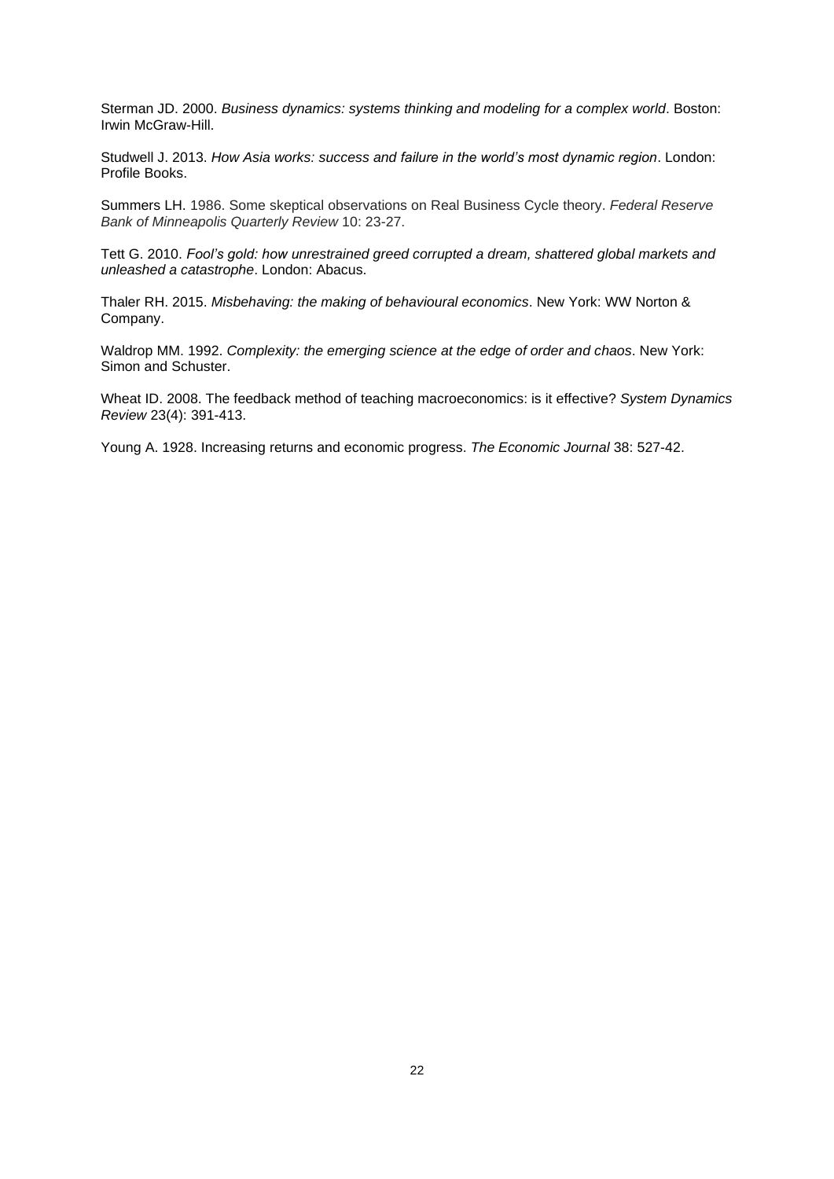Sterman JD. 2000. *Business dynamics: systems thinking and modeling for a complex world*. Boston: Irwin McGraw-Hill.

Studwell J. 2013. *How Asia works: success and failure in the world's most dynamic region*. London: Profile Books.

Summers LH. 1986. Some skeptical observations on Real Business Cycle theory. *Federal Reserve Bank of Minneapolis Quarterly Review* 10: 23-27.

Tett G. 2010. *Fool's gold: how unrestrained greed corrupted a dream, shattered global markets and unleashed a catastrophe*. London: Abacus.

Thaler RH. 2015. *Misbehaving: the making of behavioural economics*. New York: WW Norton & Company.

Waldrop MM. 1992. *Complexity: the emerging science at the edge of order and chaos*. New York: Simon and Schuster.

Wheat ID. 2008. The feedback method of teaching macroeconomics: is it effective? *System Dynamics Review* 23(4): 391-413.

Young A. 1928. Increasing returns and economic progress. *The Economic Journal* 38: 527-42.